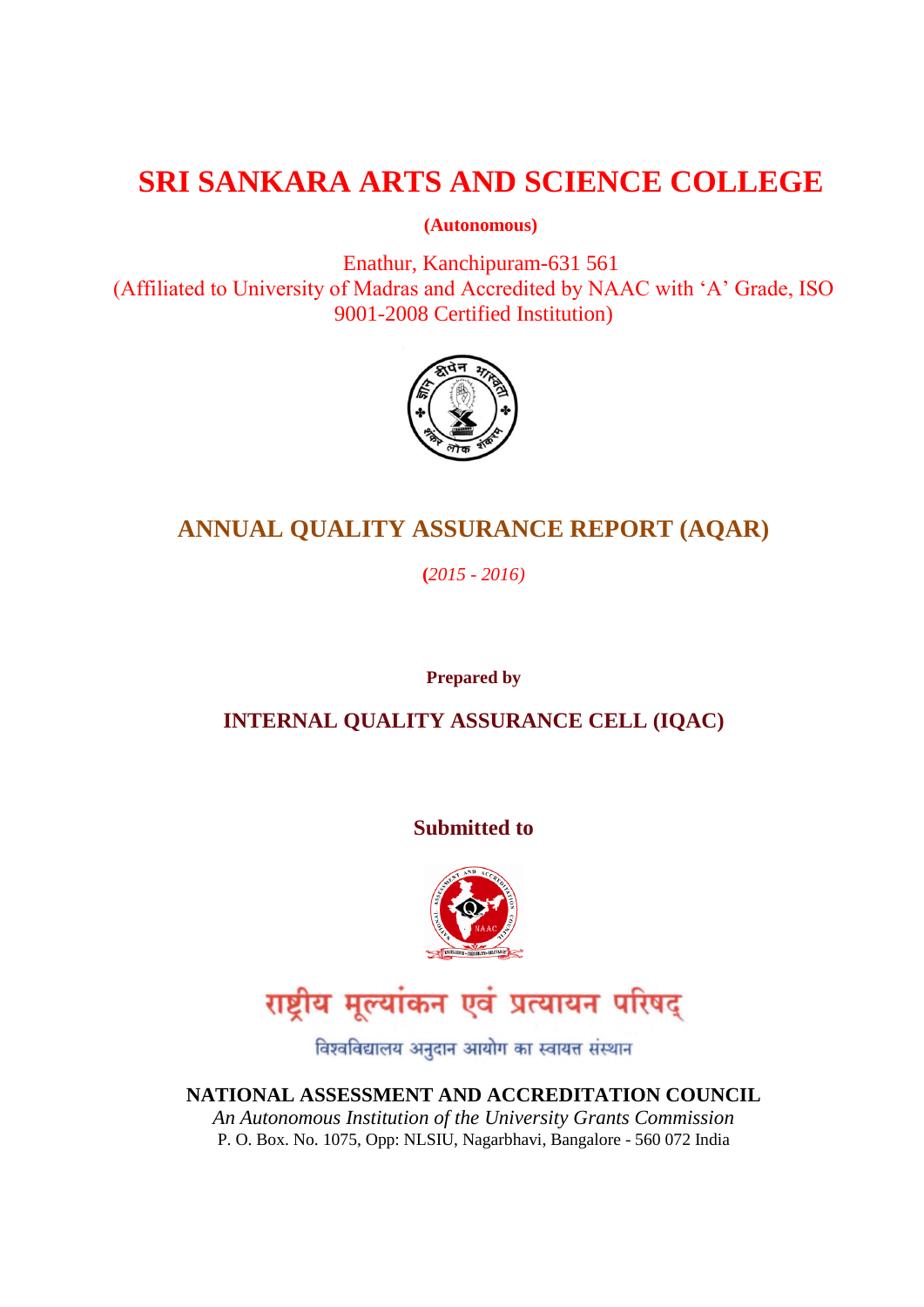# SRI SANKARA ARTS AND SCIENCE COLLEGE

**(Autonomous)**

Enathur, Kanchipuram-631 561
(Affiliated to University of Madras and Accredited by NAAC with 'A' Grade, ISO 9001-2008 Certified Institution)

## ANNUAL QUALITY ASSURANCE REPORT (AQAR)

*(2015 - 2016)*

**Prepared by**

**INTERNAL QUALITY ASSURANCE CELL (IQAC)**

**Submitted to**

राष्ट्रीय मूल्यांकन एवं प्रत्यायन परिषद्

विश्वविद्यालय अनुदान आयोग का स्वायत्त संस्थान

**NATIONAL ASSESSMENT AND ACCREDITATION COUNCIL**

*An Autonomous Institution of the University Grants Commission*

P. O. Box. No. 1075, Opp: NLSIU, Nagarbhavi, Bangalore - 560 072 India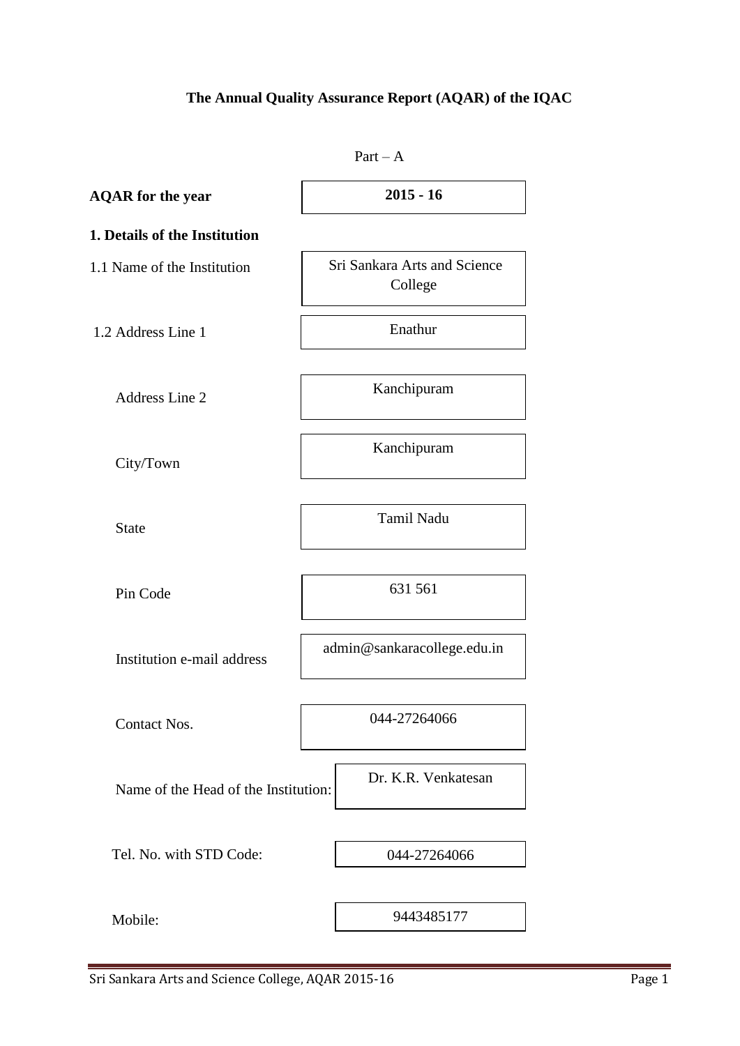**The Annual Quality Assurance Report (AQAR) of the IQAC**

Part – A

| | |
|---|---|
| **AQAR for the year** | **2015 - 16** |

**1. Details of the Institution**

| | |
|---|---|
| 1.1 Name of the Institution | Sri Sankara Arts and Science College |
| 1.2 Address Line 1 | Enathur |
| Address Line 2 | Kanchipuram |
| City/Town | Kanchipuram |
| State | Tamil Nadu |
| Pin Code | 631 561 |
| Institution e-mail address | admin@sankaracollege.edu.in |
| Contact Nos. | 044-27264066 |
| Name of the Head of the Institution: | Dr. K.R. Venkatesan |
| Tel. No. with STD Code: | 044-27264066 |
| Mobile: | 9443485177 |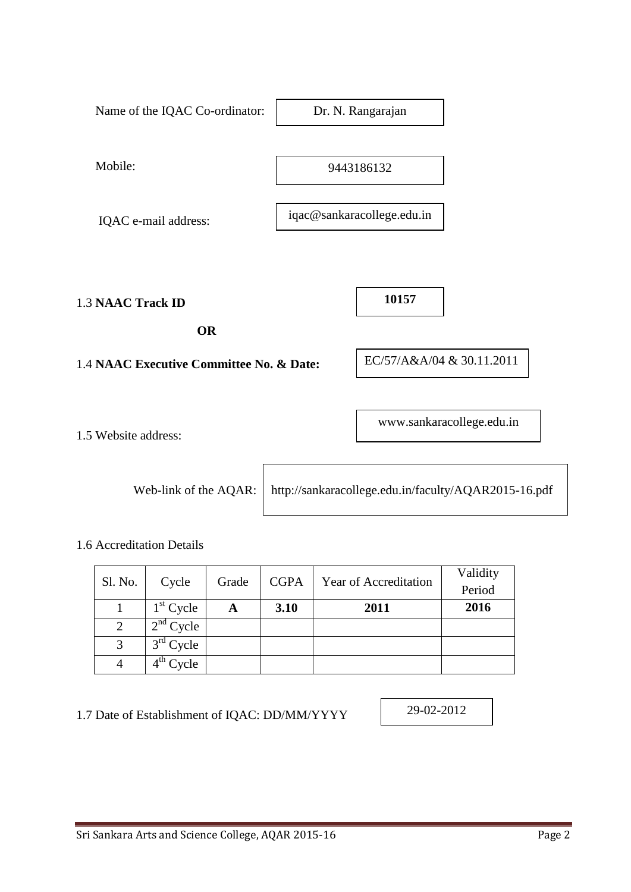Name of the IQAC Co-ordinator: Dr. N. Rangarajan

Mobile: 9443186132

IQAC e-mail address: iqac@sankaracollege.edu.in

1.3 **NAAC Track ID** **10157**

**OR**

1.4 **NAAC Executive Committee No. & Date:** EC/57/A&A/04 & 30.11.2011

1.5 Website address: www.sankaracollege.edu.in

Web-link of the AQAR: http://sankaracollege.edu.in/faculty/AQAR2015-16.pdf

1.6 Accreditation Details

| Sl. No. | Cycle | Grade | CGPA | Year of Accreditation | Validity Period |
|---|---|---|---|---|---|
| 1 | 1st Cycle | **A** | **3.10** | **2011** | **2016** |
| 2 | 2nd Cycle | | | | |
| 3 | 3rd Cycle | | | | |
| 4 | 4th Cycle | | | | |

1.7 Date of Establishment of IQAC: DD/MM/YYYY 29-02-2012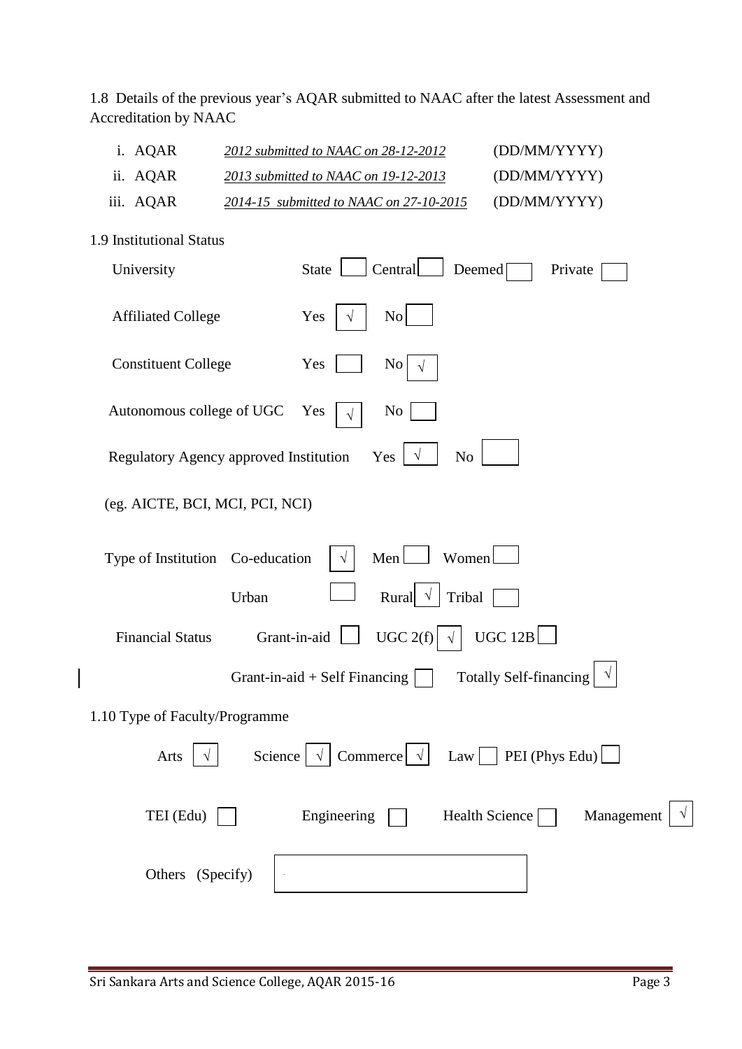1.8 Details of the previous year's AQAR submitted to NAAC after the latest Assessment and Accreditation by NAAC

i. AQAR *2012 submitted to NAAC on 28-12-2012* (DD/MM/YYYY)

ii. AQAR *2013 submitted to NAAC on 19-12-2013* (DD/MM/YYYY)

iii. AQAR *2014-15 submitted to NAAC on 27-10-2015* (DD/MM/YYYY)

1.9 Institutional Status

University: State [ ] Central [ ] Deemed [ ] Private [ ]

Affiliated College: Yes [√] No [ ]

Constituent College: Yes [ ] No [√]

Autonomous college of UGC: Yes [√] No [ ]

Regulatory Agency approved Institution: Yes [√] No [ ]

(eg. AICTE, BCI, MCI, PCI, NCI)

Type of Institution: Co-education [√] Men [ ] Women [ ]

Urban [ ] Rural [√] Tribal [ ]

Financial Status: Grant-in-aid [ ] UGC 2(f) [√] UGC 12B [ ]

Grant-in-aid + Self Financing [ ] Totally Self-financing [√]

1.10 Type of Faculty/Programme

Arts [√] Science [√] Commerce [√] Law [ ] PEI (Phys Edu) [ ]

TEI (Edu) [ ] Engineering [ ] Health Science [ ] Management [√]

Others (Specify) [ ]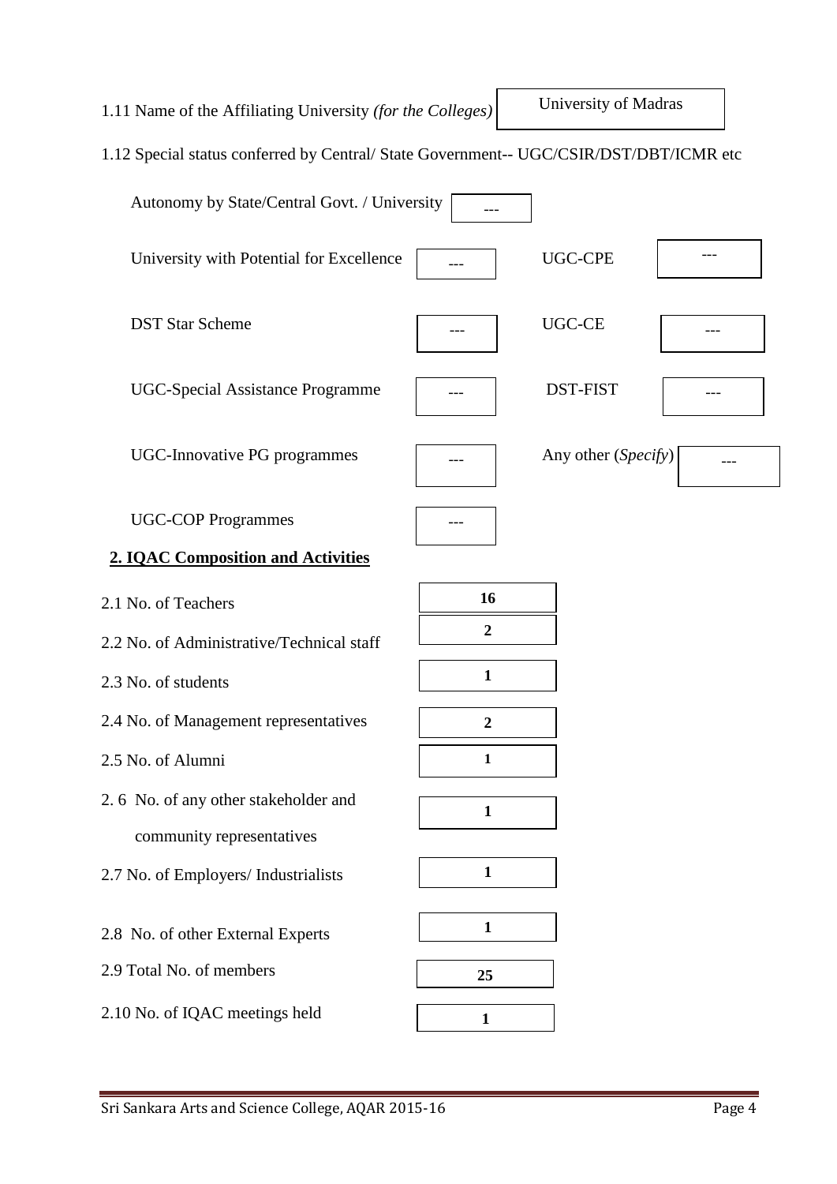1.11 Name of the Affiliating University *(for the Colleges)* | University of Madras

1.12 Special status conferred by Central/ State Government-- UGC/CSIR/DST/DBT/ICMR etc

| | | | |
|---|---|---|---|
| Autonomy by State/Central Govt. / University | --- | | |
| University with Potential for Excellence | --- | UGC-CPE | --- |
| DST Star Scheme | --- | UGC-CE | --- |
| UGC-Special Assistance Programme | --- | DST-FIST | --- |
| UGC-Innovative PG programmes | --- | Any other (*Specify*) | --- |
| UGC-COP Programmes | --- | | |

## 2. IQAC Composition and Activities

| | |
|---|---|
| 2.1 No. of Teachers | **16** |
| 2.2 No. of Administrative/Technical staff | **2** |
| 2.3 No. of students | **1** |
| 2.4 No. of Management representatives | **2** |
| 2.5 No. of Alumni | **1** |
| 2.6 No. of any other stakeholder and community representatives | **1** |
| 2.7 No. of Employers/ Industrialists | **1** |
| 2.8 No. of other External Experts | **1** |
| 2.9 Total No. of members | **25** |
| 2.10 No. of IQAC meetings held | **1** |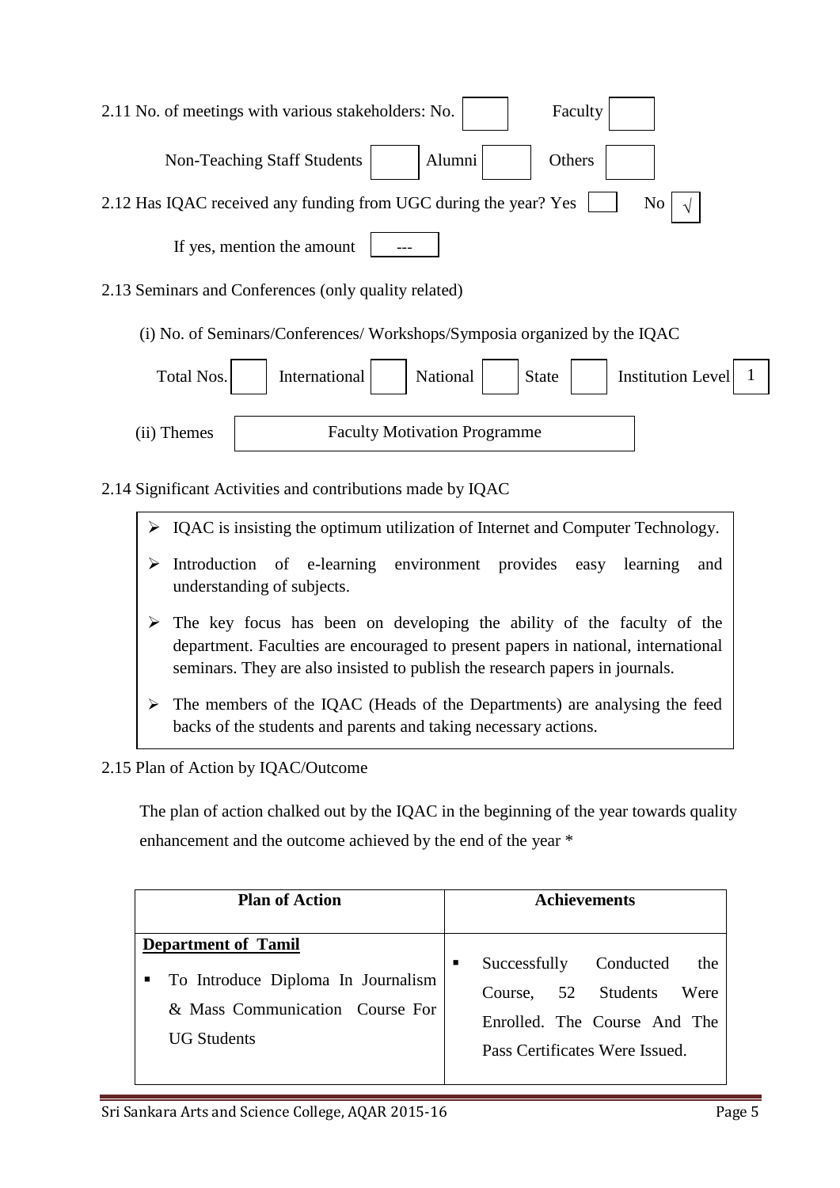2.11 No. of meetings with various stakeholders: No. [ ] Faculty [ ]

Non-Teaching Staff Students [ ] Alumni [ ] Others [ ]

2.12 Has IQAC received any funding from UGC during the year? Yes [ ] No [√]

If yes, mention the amount [---]

2.13 Seminars and Conferences (only quality related)

(i) No. of Seminars/Conferences/ Workshops/Symposia organized by the IQAC

| Total Nos. | International | National | State | Institution Level |
|---|---|---|---|---|
| | | | | 1 |

(ii) Themes: Faculty Motivation Programme

2.14 Significant Activities and contributions made by IQAC

- IQAC is insisting the optimum utilization of Internet and Computer Technology.
- Introduction of e-learning environment provides easy learning and understanding of subjects.
- The key focus has been on developing the ability of the faculty of the department. Faculties are encouraged to present papers in national, international seminars. They are also insisted to publish the research papers in journals.
- The members of the IQAC (Heads of the Departments) are analysing the feed backs of the students and parents and taking necessary actions.

2.15 Plan of Action by IQAC/Outcome

The plan of action chalked out by the IQAC in the beginning of the year towards quality enhancement and the outcome achieved by the end of the year *

| Plan of Action | Achievements |
|---|---|
| **Department of Tamil**<br>▪ To Introduce Diploma In Journalism & Mass Communication Course For UG Students | ▪ Successfully Conducted the Course, 52 Students Were Enrolled. The Course And The Pass Certificates Were Issued. |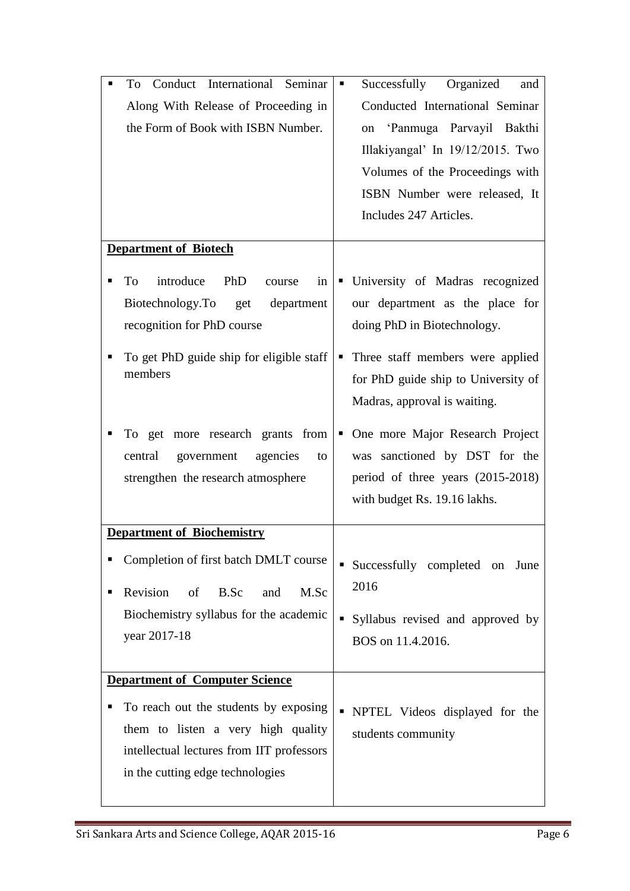| | |
|---|---|
| ▪ To Conduct International Seminar Along With Release of Proceeding in the Form of Book with ISBN Number. | ▪ Successfully Organized and Conducted International Seminar on 'Panmuga Parvayil Bakthi Illakiyangal' In 19/12/2015. Two Volumes of the Proceedings with ISBN Number were released, It Includes 247 Articles. |
| **Department of Biotech** | |
| ▪ To introduce PhD course in Biotechnology.To get department recognition for PhD course | ▪ University of Madras recognized our department as the place for doing PhD in Biotechnology. |
| ▪ To get PhD guide ship for eligible staff members | ▪ Three staff members were applied for PhD guide ship to University of Madras, approval is waiting. |
| ▪ To get more research grants from central government agencies to strengthen the research atmosphere | ▪ One more Major Research Project was sanctioned by DST for the period of three years (2015-2018) with budget Rs. 19.16 lakhs. |
| **Department of Biochemistry** | |
| ▪ Completion of first batch DMLT course | ▪ Successfully completed on June 2016 |
| ▪ Revision of B.Sc and M.Sc Biochemistry syllabus for the academic year 2017-18 | ▪ Syllabus revised and approved by BOS on 11.4.2016. |
| **Department of Computer Science** | |
| ▪ To reach out the students by exposing them to listen a very high quality intellectual lectures from IIT professors in the cutting edge technologies | ▪ NPTEL Videos displayed for the students community |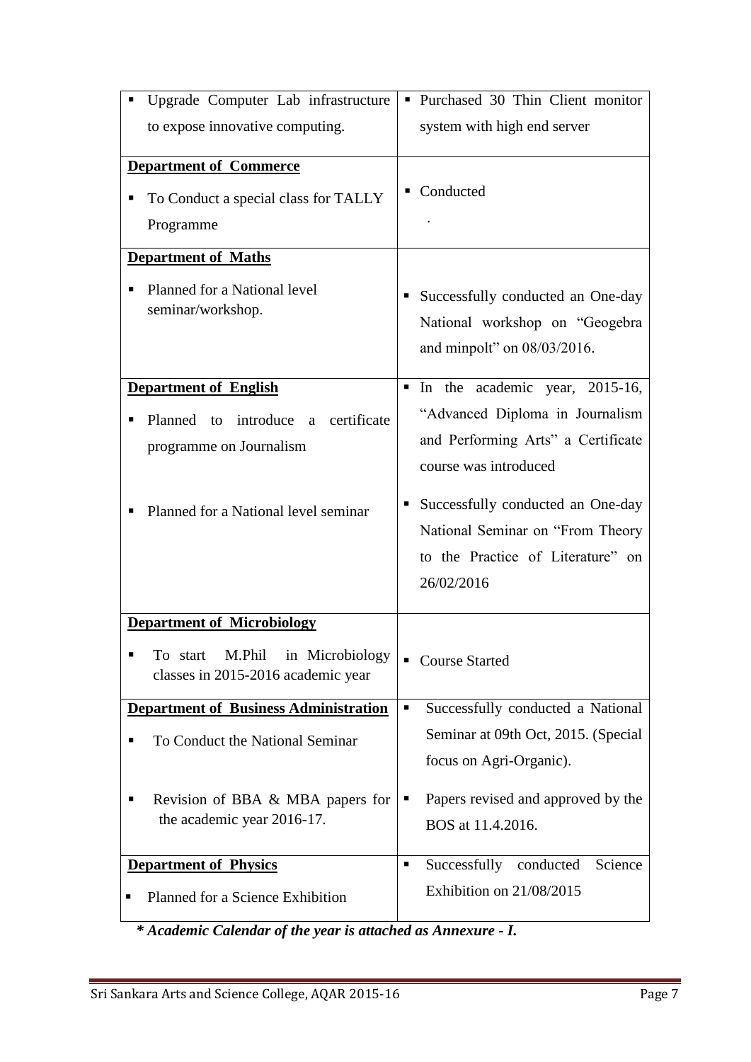| | |
|---|---|
| ▪ Upgrade Computer Lab infrastructure to expose innovative computing. | ▪ Purchased 30 Thin Client monitor system with high end server |
| **Department of Commerce**<br>▪ To Conduct a special class for TALLY Programme | ▪ Conducted<br>. |
| **Department of Maths**<br>▪ Planned for a National level seminar/workshop. | ▪ Successfully conducted an One-day National workshop on "Geogebra and minpolt" on 08/03/2016. |
| **Department of English**<br>▪ Planned to introduce a certificate programme on Journalism<br><br>▪ Planned for a National level seminar | ▪ In the academic year, 2015-16, "Advanced Diploma in Journalism and Performing Arts" a Certificate course was introduced<br><br>▪ Successfully conducted an One-day National Seminar on "From Theory to the Practice of Literature" on 26/02/2016 |
| **Department of Microbiology**<br>▪ To start M.Phil in Microbiology classes in 2015-2016 academic year | ▪ Course Started |
| **Department of Business Administration**<br>▪ To Conduct the National Seminar<br><br>▪ Revision of BBA & MBA papers for the academic year 2016-17. | ▪ Successfully conducted a National Seminar at 09th Oct, 2015. (Special focus on Agri-Organic).<br><br>▪ Papers revised and approved by the BOS at 11.4.2016. |
| **Department of Physics**<br>▪ Planned for a Science Exhibition | ▪ Successfully conducted Science Exhibition on 21/08/2015 |

***\* Academic Calendar of the year is attached as Annexure - I.***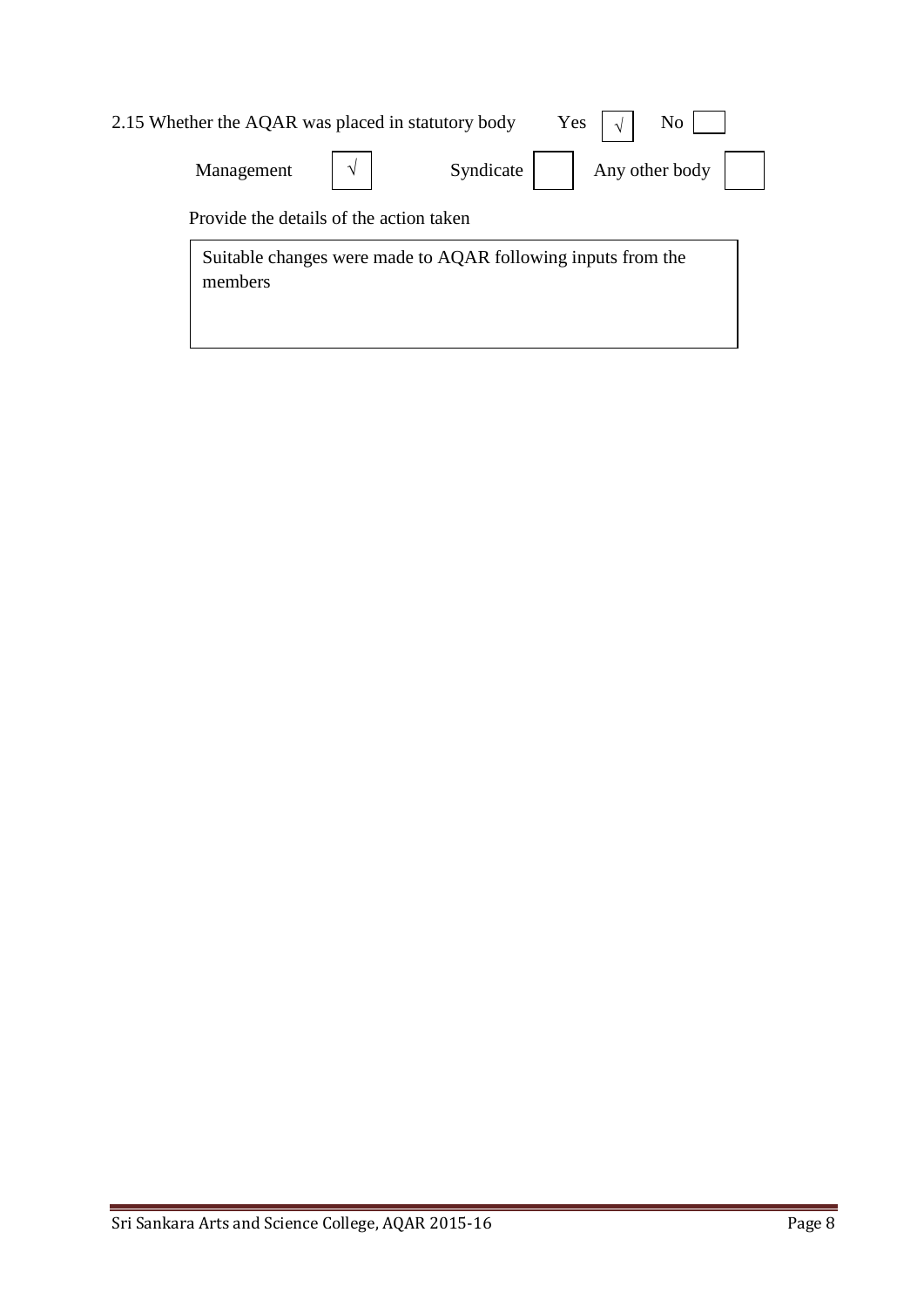2.15 Whether the AQAR was placed in statutory body Yes [√] No [ ]

Management [√] Syndicate [ ] Any other body [ ]

Provide the details of the action taken

| |
|---|
| Suitable changes were made to AQAR following inputs from the members |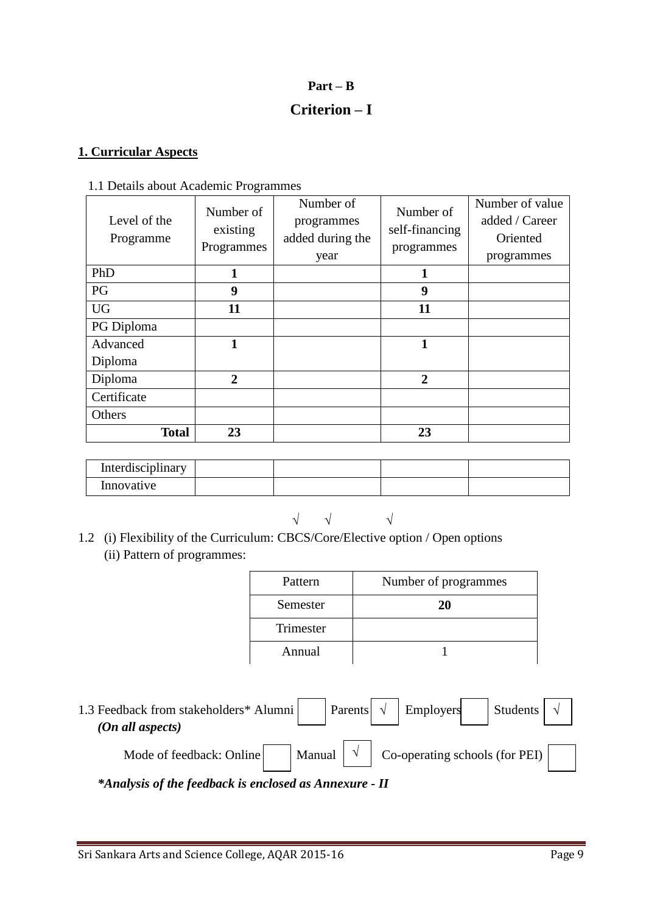**Part – B**

## Criterion – I

### 1. Curricular Aspects

1.1 Details about Academic Programmes

| Level of the Programme | Number of existing Programmes | Number of programmes added during the year | Number of self-financing programmes | Number of value added / Career Oriented programmes |
|---|---|---|---|---|
| PhD | **1** | | **1** | |
| PG | **9** | | **9** | |
| UG | **11** | | **11** | |
| PG Diploma | | | | |
| Advanced Diploma | **1** | | **1** | |
| Diploma | **2** | | **2** | |
| Certificate | | | | |
| Others | | | | |
| **Total** | **23** | | **23** | |
| Interdisciplinary | | | | |
| Innovative | | | | |

1.2 (i) Flexibility of the Curriculum: CBCS/Core √ /Elective option √ / Open options √

(ii) Pattern of programmes:

| Pattern | Number of programmes |
|---|---|
| Semester | **20** |
| Trimester | |
| Annual | 1 |

1.3 Feedback from stakeholders* Alumni [ ] Parents [√] Employers [ ] Students [√]
*(On all aspects)*

Mode of feedback: Online [ ] Manual [√] Co-operating schools (for PEI) [ ]

***Analysis of the feedback is enclosed as Annexure - II***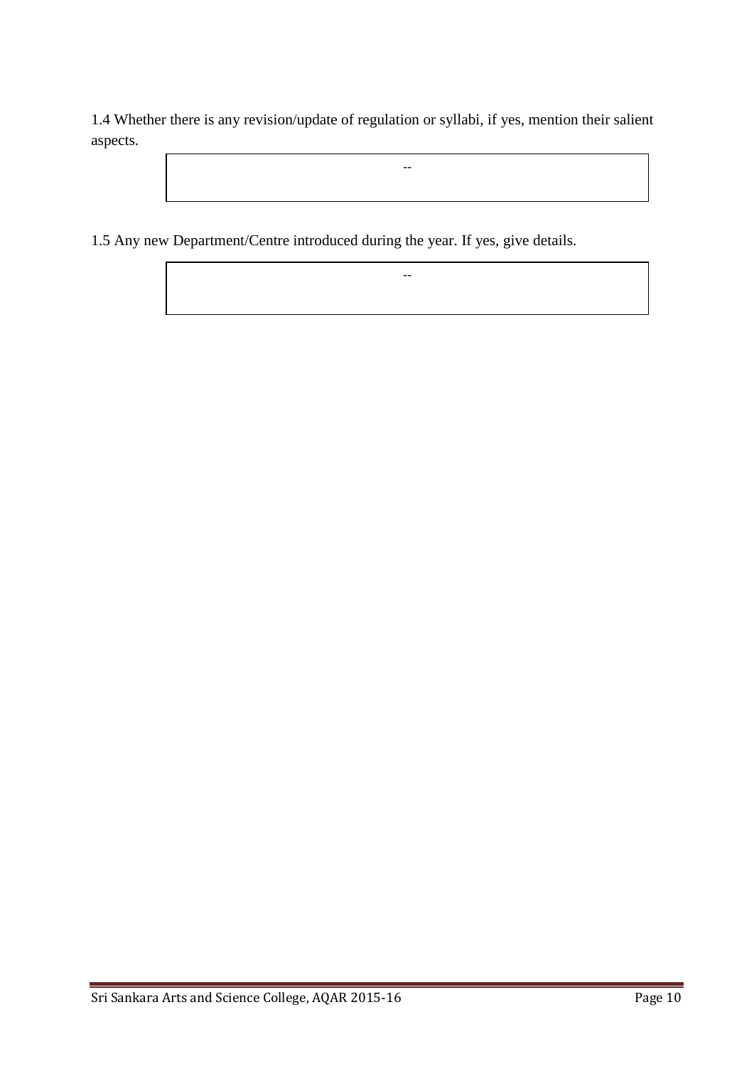1.4 Whether there is any revision/update of regulation or syllabi, if yes, mention their salient aspects.

| |
|---|
| -- |

1.5 Any new Department/Centre introduced during the year. If yes, give details.

| |
|---|
| -- |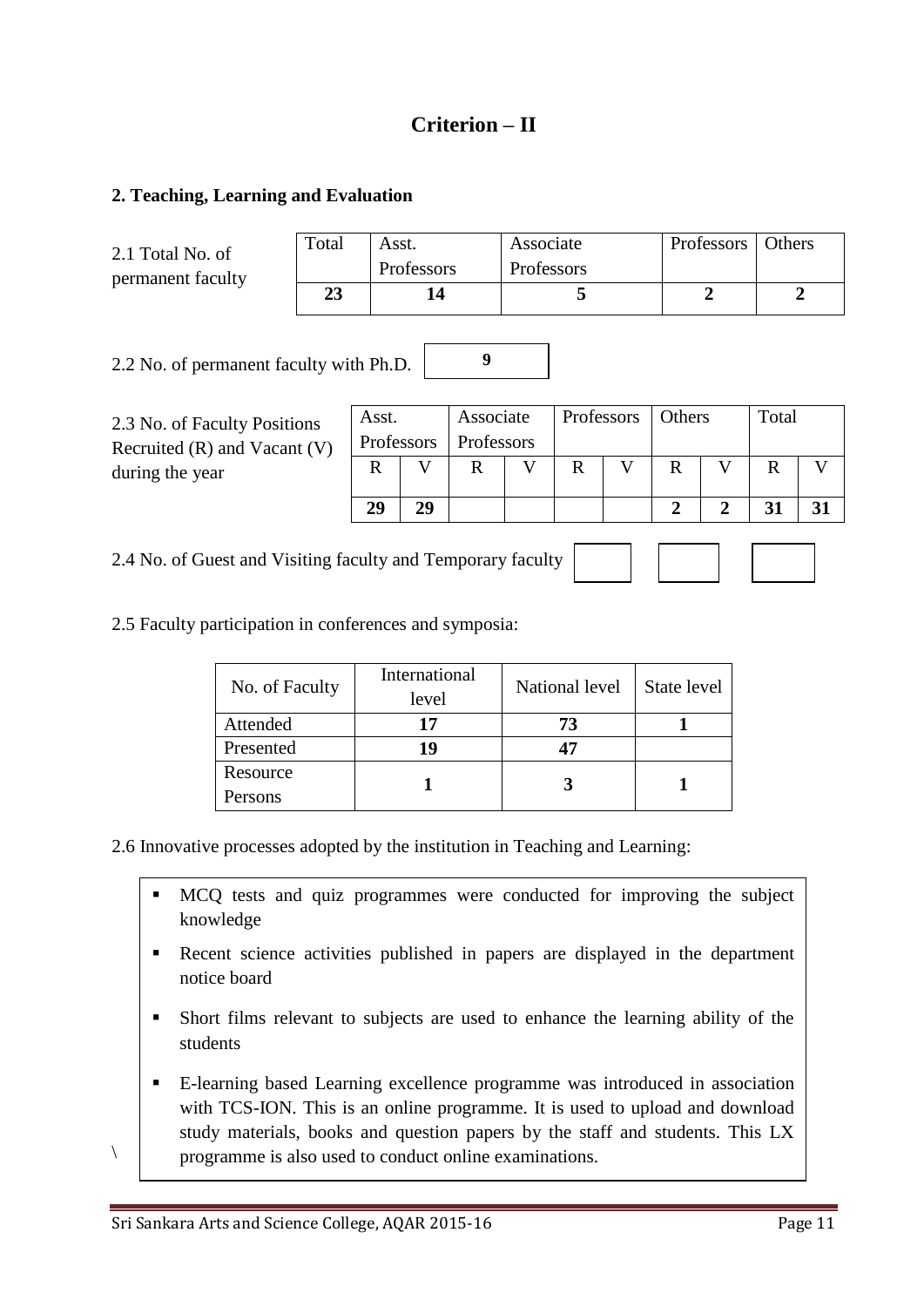# Criterion – II

## 2. Teaching, Learning and Evaluation

2.1 Total No. of permanent faculty

| Total | Asst. Professors | Associate Professors | Professors | Others |
|---|---|---|---|---|
| **23** | **14** | **5** | **2** | **2** |

2.2 No. of permanent faculty with Ph.D. **9**

2.3 No. of Faculty Positions Recruited (R) and Vacant (V) during the year

| Asst. Professors | | Associate Professors | | Professors | | Others | | Total | |
|---|---|---|---|---|---|---|---|---|---|
| R | V | R | V | R | V | R | V | R | V |
| **29** | **29** | | | | | **2** | **2** | **31** | **31** |

2.4 No. of Guest and Visiting faculty and Temporary faculty

2.5 Faculty participation in conferences and symposia:

| No. of Faculty | International level | National level | State level |
|---|---|---|---|
| Attended | **17** | **73** | **1** |
| Presented | **19** | **47** | |
| Resource Persons | **1** | **3** | **1** |

2.6 Innovative processes adopted by the institution in Teaching and Learning:

- MCQ tests and quiz programmes were conducted for improving the subject knowledge
- Recent science activities published in papers are displayed in the department notice board
- Short films relevant to subjects are used to enhance the learning ability of the students
- E-learning based Learning excellence programme was introduced in association with TCS-ION. This is an online programme. It is used to upload and download study materials, books and question papers by the staff and students. This LX programme is also used to conduct online examinations.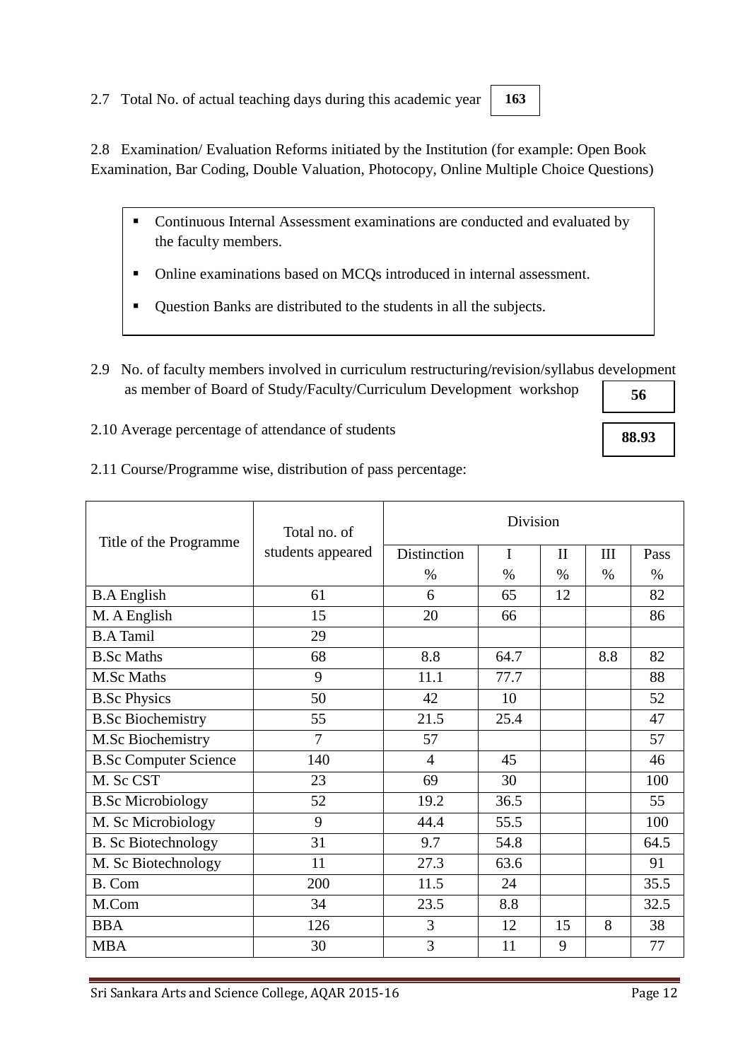2.7 Total No. of actual teaching days during this academic year **163**

2.8 Examination/ Evaluation Reforms initiated by the Institution (for example: Open Book Examination, Bar Coding, Double Valuation, Photocopy, Online Multiple Choice Questions)

- Continuous Internal Assessment examinations are conducted and evaluated by the faculty members.
- Online examinations based on MCQs introduced in internal assessment.
- Question Banks are distributed to the students in all the subjects.

2.9 No. of faculty members involved in curriculum restructuring/revision/syllabus development as member of Board of Study/Faculty/Curriculum Development workshop **56**

2.10 Average percentage of attendance of students **88.93**

2.11 Course/Programme wise, distribution of pass percentage:

| Title of the Programme | Total no. of students appeared | Division | | | | |
|---|---|---|---|---|---|---|
| | | Distinction % | I % | II % | III % | Pass % |
| B.A English | 61 | 6 | 65 | 12 | | 82 |
| M. A English | 15 | 20 | 66 | | | 86 |
| B.A Tamil | 29 | | | | | |
| B.Sc Maths | 68 | 8.8 | 64.7 | | 8.8 | 82 |
| M.Sc Maths | 9 | 11.1 | 77.7 | | | 88 |
| B.Sc Physics | 50 | 42 | 10 | | | 52 |
| B.Sc Biochemistry | 55 | 21.5 | 25.4 | | | 47 |
| M.Sc Biochemistry | 7 | 57 | | | | 57 |
| B.Sc Computer Science | 140 | 4 | 45 | | | 46 |
| M. Sc CST | 23 | 69 | 30 | | | 100 |
| B.Sc Microbiology | 52 | 19.2 | 36.5 | | | 55 |
| M. Sc Microbiology | 9 | 44.4 | 55.5 | | | 100 |
| B. Sc Biotechnology | 31 | 9.7 | 54.8 | | | 64.5 |
| M. Sc Biotechnology | 11 | 27.3 | 63.6 | | | 91 |
| B. Com | 200 | 11.5 | 24 | | | 35.5 |
| M.Com | 34 | 23.5 | 8.8 | | | 32.5 |
| BBA | 126 | 3 | 12 | 15 | 8 | 38 |
| MBA | 30 | 3 | 11 | 9 | | 77 |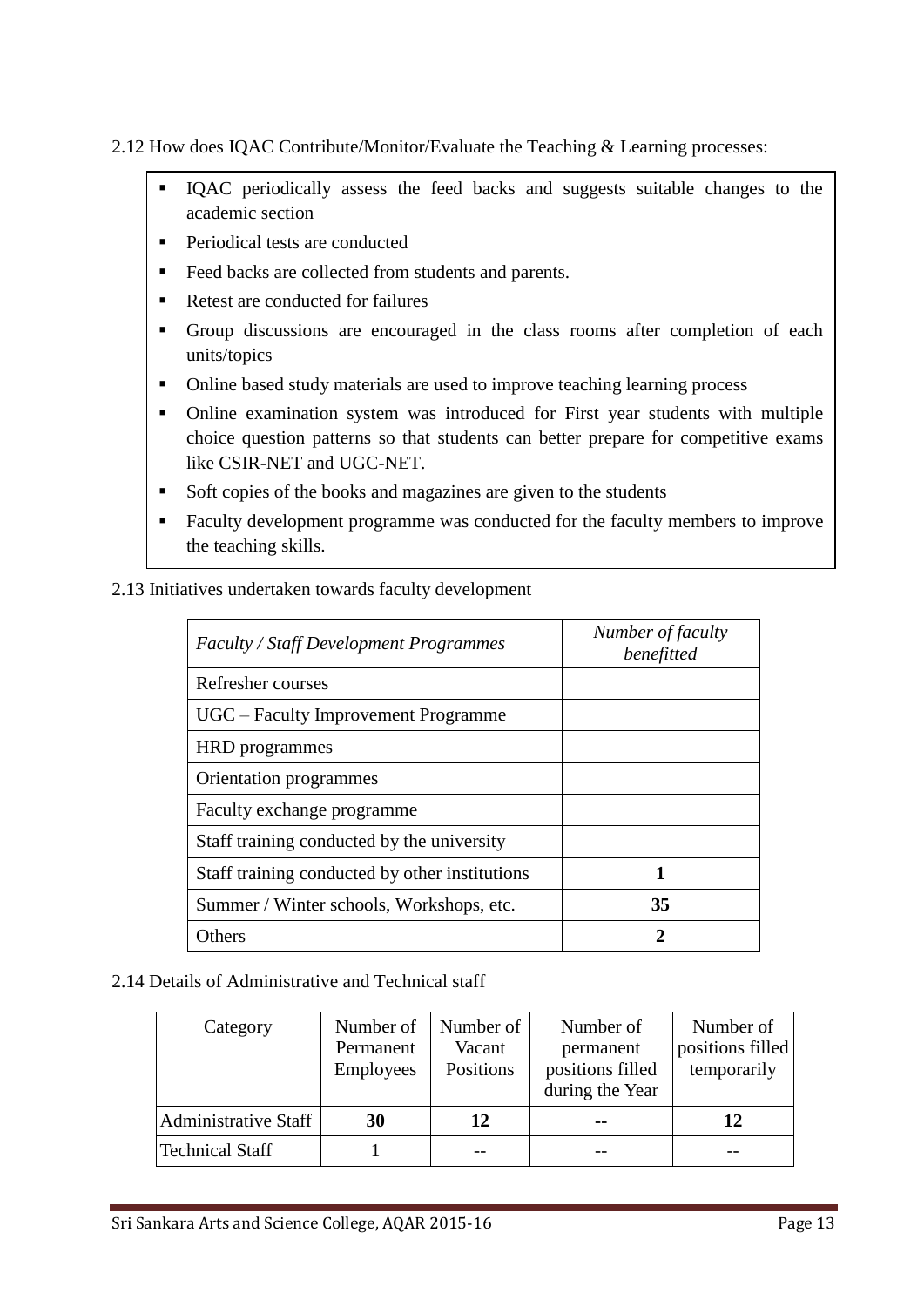2.12 How does IQAC Contribute/Monitor/Evaluate the Teaching & Learning processes:

- IQAC periodically assess the feed backs and suggests suitable changes to the academic section
- Periodical tests are conducted
- Feed backs are collected from students and parents.
- Retest are conducted for failures
- Group discussions are encouraged in the class rooms after completion of each units/topics
- Online based study materials are used to improve teaching learning process
- Online examination system was introduced for First year students with multiple choice question patterns so that students can better prepare for competitive exams like CSIR-NET and UGC-NET.
- Soft copies of the books and magazines are given to the students
- Faculty development programme was conducted for the faculty members to improve the teaching skills.

2.13 Initiatives undertaken towards faculty development

| *Faculty / Staff Development Programmes* | *Number of faculty benefitted* |
|---|---|
| Refresher courses | |
| UGC – Faculty Improvement Programme | |
| HRD programmes | |
| Orientation programmes | |
| Faculty exchange programme | |
| Staff training conducted by the university | |
| Staff training conducted by other institutions | **1** |
| Summer / Winter schools, Workshops, etc. | **35** |
| Others | **2** |

2.14 Details of Administrative and Technical staff

| Category | Number of Permanent Employees | Number of Vacant Positions | Number of permanent positions filled during the Year | Number of positions filled temporarily |
|---|---|---|---|---|
| Administrative Staff | **30** | **12** | **--** | **12** |
| Technical Staff | 1 | -- | -- | -- |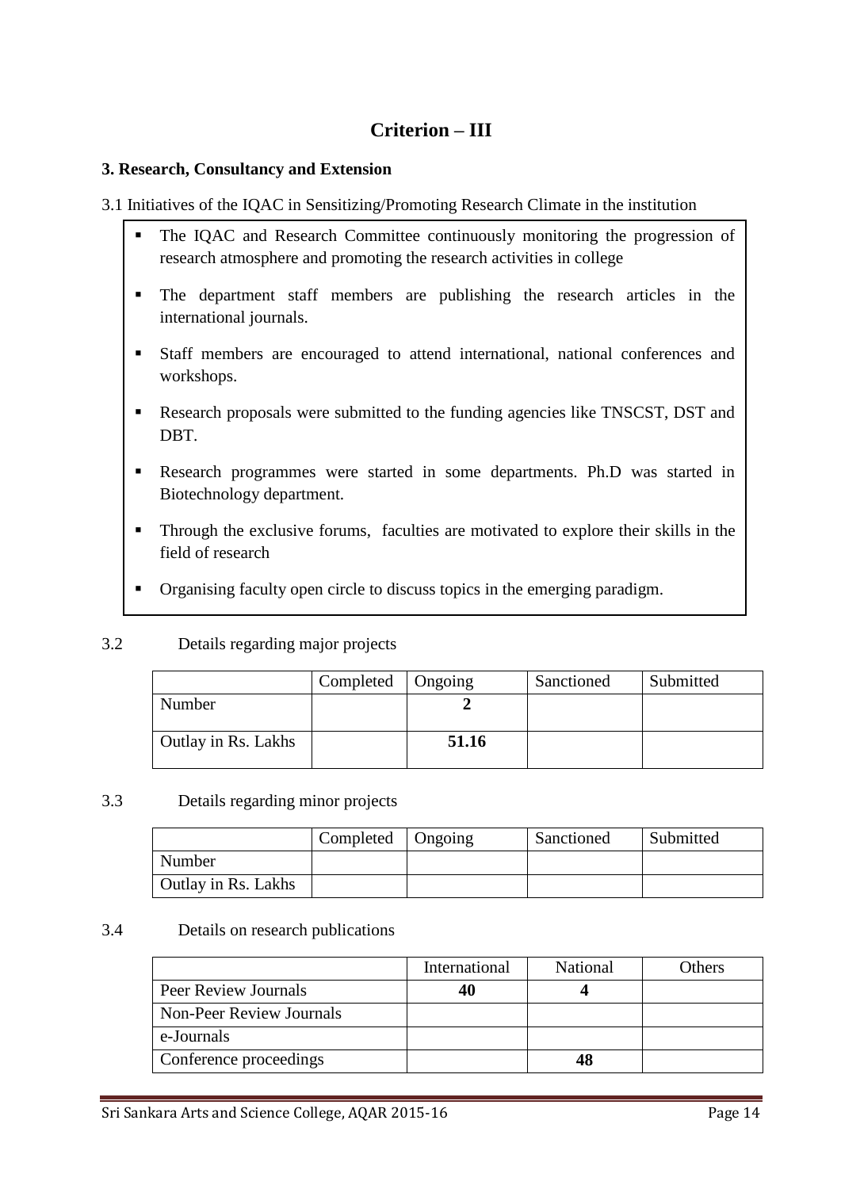# Criterion – III

**3. Research, Consultancy and Extension**

3.1 Initiatives of the IQAC in Sensitizing/Promoting Research Climate in the institution

- The IQAC and Research Committee continuously monitoring the progression of research atmosphere and promoting the research activities in college
- The department staff members are publishing the research articles in the international journals.
- Staff members are encouraged to attend international, national conferences and workshops.
- Research proposals were submitted to the funding agencies like TNSCST, DST and DBT.
- Research programmes were started in some departments. Ph.D was started in Biotechnology department.
- Through the exclusive forums, faculties are motivated to explore their skills in the field of research
- Organising faculty open circle to discuss topics in the emerging paradigm.

3.2 Details regarding major projects

| | Completed | Ongoing | Sanctioned | Submitted |
|---|---|---|---|---|
| Number | | **2** | | |
| Outlay in Rs. Lakhs | | **51.16** | | |

3.3 Details regarding minor projects

| | Completed | Ongoing | Sanctioned | Submitted |
|---|---|---|---|---|
| Number | | | | |
| Outlay in Rs. Lakhs | | | | |

3.4 Details on research publications

| | International | National | Others |
|---|---|---|---|
| Peer Review Journals | **40** | **4** | |
| Non-Peer Review Journals | | | |
| e-Journals | | | |
| Conference proceedings | | **48** | |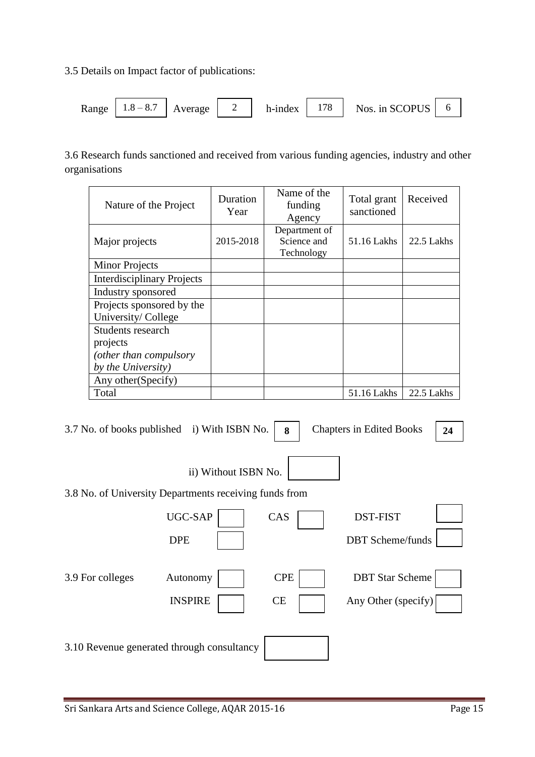3.5 Details on Impact factor of publications:

Range 1.8 – 8.7 Average 2 h-index 178 Nos. in SCOPUS 6

3.6 Research funds sanctioned and received from various funding agencies, industry and other organisations

| Nature of the Project | Duration Year | Name of the funding Agency | Total grant sanctioned | Received |
|---|---|---|---|---|
| Major projects | 2015-2018 | Department of Science and Technology | 51.16 Lakhs | 22.5 Lakhs |
| Minor Projects | | | | |
| Interdisciplinary Projects | | | | |
| Industry sponsored | | | | |
| Projects sponsored by the University/ College | | | | |
| Students research projects *(other than compulsory by the University)* | | | | |
| Any other(Specify) | | | | |
| Total | | | 51.16 Lakhs | 22.5 Lakhs |

3.7 No. of books published i) With ISBN No. **8** Chapters in Edited Books **24**

ii) Without ISBN No.

3.8 No. of University Departments receiving funds from

UGC-SAP CAS DST-FIST

DPE DBT Scheme/funds

3.9 For colleges Autonomy CPE DBT Star Scheme

INSPIRE CE Any Other (specify)

3.10 Revenue generated through consultancy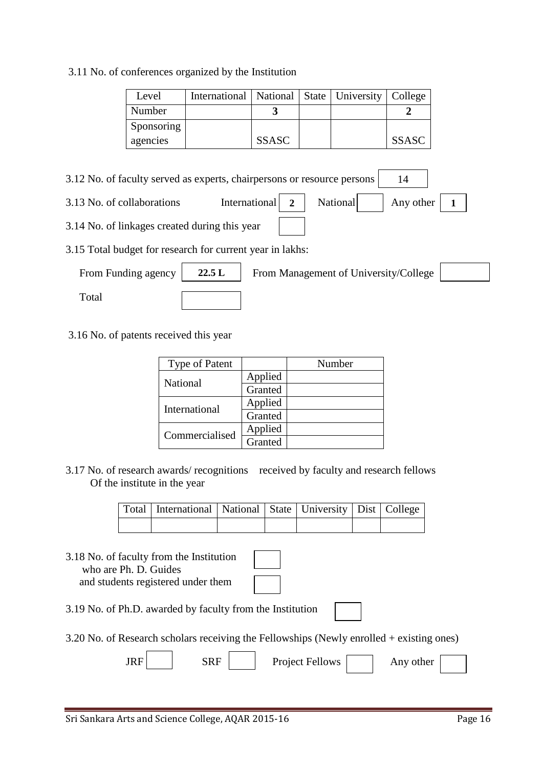3.11 No. of conferences organized by the Institution

| Level | International | National | State | University | College |
|---|---|---|---|---|---|
| Number | | **3** | | | **2** |
| Sponsoring agencies | | SSASC | | | SSASC |

3.12 No. of faculty served as experts, chairpersons or resource persons 14

3.13 No. of collaborations International **2** National Any other **1**

3.14 No. of linkages created during this year

3.15 Total budget for research for current year in lakhs:

From Funding agency **22.5 L** From Management of University/College

Total

3.16 No. of patents received this year

| Type of Patent | | Number |
|---|---|---|
| National | Applied | |
| | Granted | |
| International | Applied | |
| | Granted | |
| Commercialised | Applied | |
| | Granted | |

3.17 No. of research awards/ recognitions received by faculty and research fellows Of the institute in the year

| Total | International | National | State | University | Dist | College |
|---|---|---|---|---|---|---|
| | | | | | | |

3.18 No. of faculty from the Institution who are Ph. D. Guides and students registered under them

3.19 No. of Ph.D. awarded by faculty from the Institution

3.20 No. of Research scholars receiving the Fellowships (Newly enrolled + existing ones)

JRF SRF Project Fellows Any other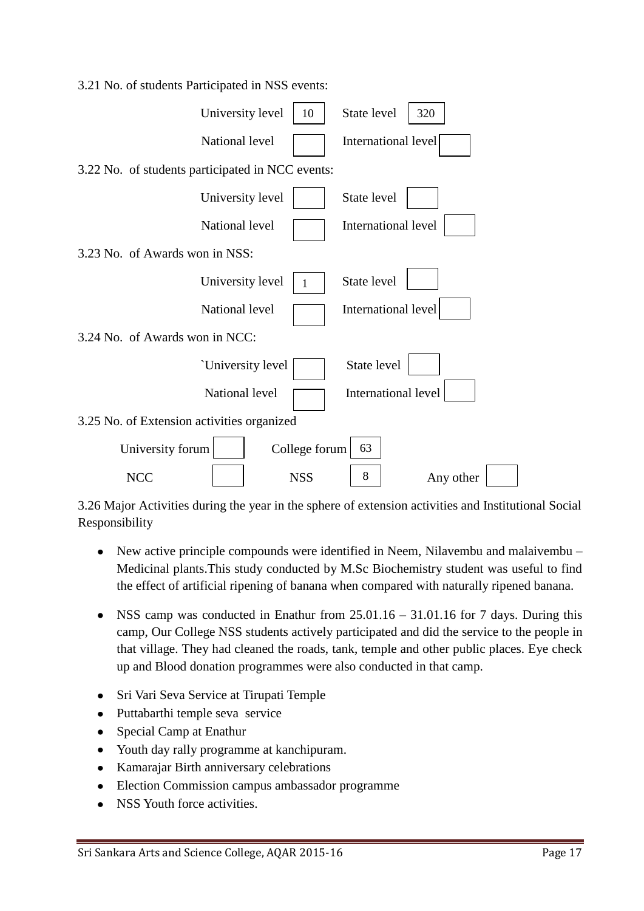3.21 No. of students Participated in NSS events:

| | | | |
|---|---|---|---|
| University level | 10 | State level | 320 |
| National level | | International level | |

3.22 No. of students participated in NCC events:

| | | | |
|---|---|---|---|
| University level | | State level | |
| National level | | International level | |

3.23 No. of Awards won in NSS:

| | | | |
|---|---|---|---|
| University level | 1 | State level | |
| National level | | International level | |

3.24 No. of Awards won in NCC:

| | | | |
|---|---|---|---|
| `University level | | State level | |
| National level | | International level | |

3.25 No. of Extension activities organized

| | | | | | |
|---|---|---|---|---|---|
| University forum | | College forum | 63 | | |
| NCC | | NSS | 8 | Any other | |

3.26 Major Activities during the year in the sphere of extension activities and Institutional Social Responsibility

- New active principle compounds were identified in Neem, Nilavembu and malaivembu – Medicinal plants.This study conducted by M.Sc Biochemistry student was useful to find the effect of artificial ripening of banana when compared with naturally ripened banana.

- NSS camp was conducted in Enathur from 25.01.16 – 31.01.16 for 7 days. During this camp, Our College NSS students actively participated and did the service to the people in that village. They had cleaned the roads, tank, temple and other public places. Eye check up and Blood donation programmes were also conducted in that camp.

- Sri Vari Seva Service at Tirupati Temple
- Puttabarthi temple seva service
- Special Camp at Enathur
- Youth day rally programme at kanchipuram.
- Kamarajar Birth anniversary celebrations
- Election Commission campus ambassador programme
- NSS Youth force activities.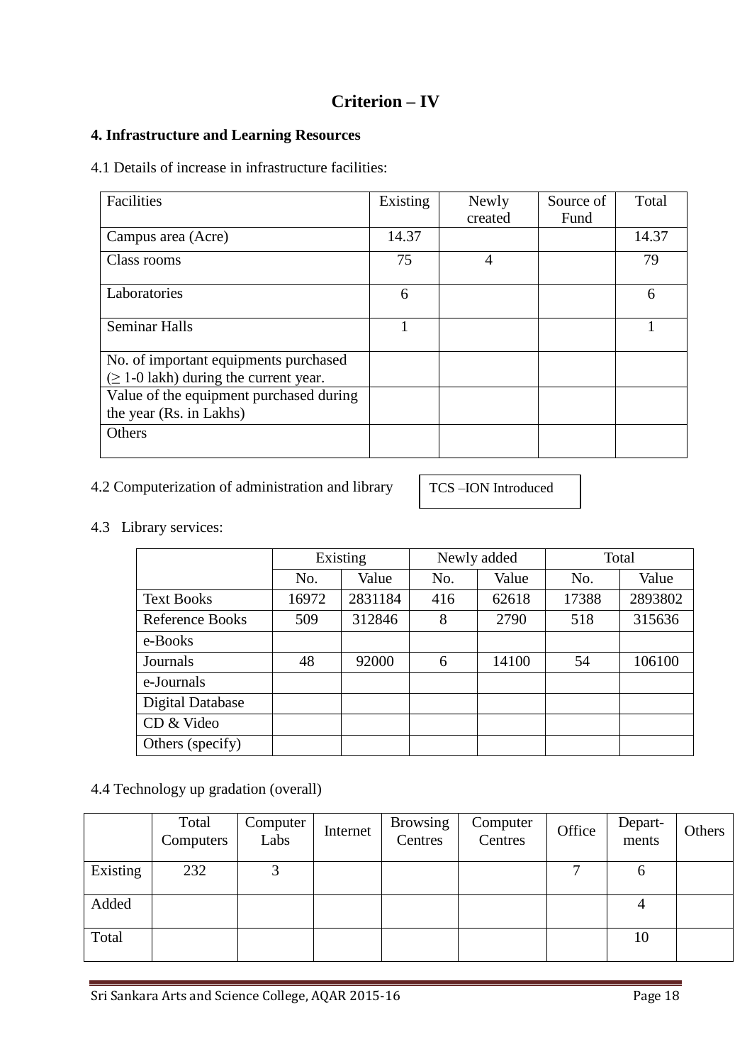# Criterion – IV

**4. Infrastructure and Learning Resources**

4.1 Details of increase in infrastructure facilities:

| Facilities | Existing | Newly created | Source of Fund | Total |
|---|---|---|---|---|
| Campus area (Acre) | 14.37 | | | 14.37 |
| Class rooms | 75 | 4 | | 79 |
| Laboratories | 6 | | | 6 |
| Seminar Halls | 1 | | | 1 |
| No. of important equipments purchased (≥ 1-0 lakh) during the current year. | | | | |
| Value of the equipment purchased during the year (Rs. in Lakhs) | | | | |
| Others | | | | |

4.2 Computerization of administration and library

TCS –ION Introduced

4.3 Library services:

| | Existing | | Newly added | | Total | |
|---|---|---|---|---|---|---|
| | No. | Value | No. | Value | No. | Value |
| Text Books | 16972 | 2831184 | 416 | 62618 | 17388 | 2893802 |
| Reference Books | 509 | 312846 | 8 | 2790 | 518 | 315636 |
| e-Books | | | | | | |
| Journals | 48 | 92000 | 6 | 14100 | 54 | 106100 |
| e-Journals | | | | | | |
| Digital Database | | | | | | |
| CD & Video | | | | | | |
| Others (specify) | | | | | | |

4.4 Technology up gradation (overall)

| | Total Computers | Computer Labs | Internet | Browsing Centres | Computer Centres | Office | Depart-ments | Others |
|---|---|---|---|---|---|---|---|---|
| Existing | 232 | 3 | | | | 7 | 6 | |
| Added | | | | | | | 4 | |
| Total | | | | | | | 10 | |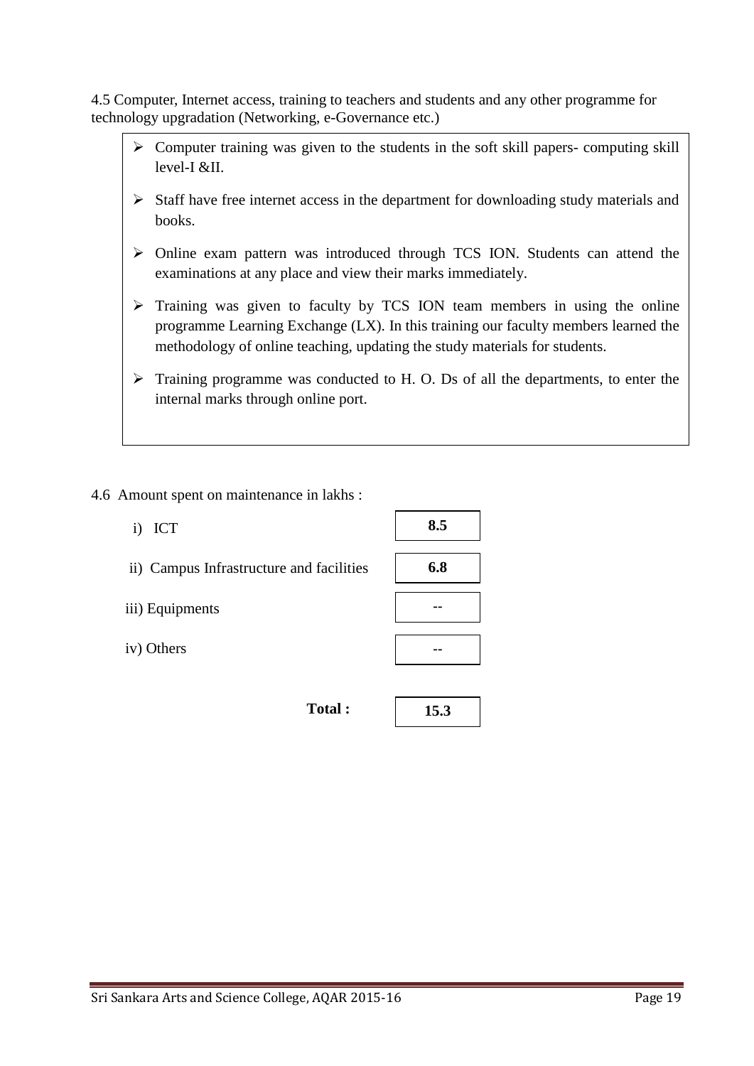4.5 Computer, Internet access, training to teachers and students and any other programme for technology upgradation (Networking, e-Governance etc.)

- Computer training was given to the students in the soft skill papers- computing skill level-I &II.
- Staff have free internet access in the department for downloading study materials and books.
- Online exam pattern was introduced through TCS ION. Students can attend the examinations at any place and view their marks immediately.
- Training was given to faculty by TCS ION team members in using the online programme Learning Exchange (LX). In this training our faculty members learned the methodology of online teaching, updating the study materials for students.
- Training programme was conducted to H. O. Ds of all the departments, to enter the internal marks through online port.

4.6 Amount spent on maintenance in lakhs :

| | |
|---|---|
| i) ICT | **8.5** |
| ii) Campus Infrastructure and facilities | **6.8** |
| iii) Equipments | -- |
| iv) Others | -- |
| **Total :** | **15.3** |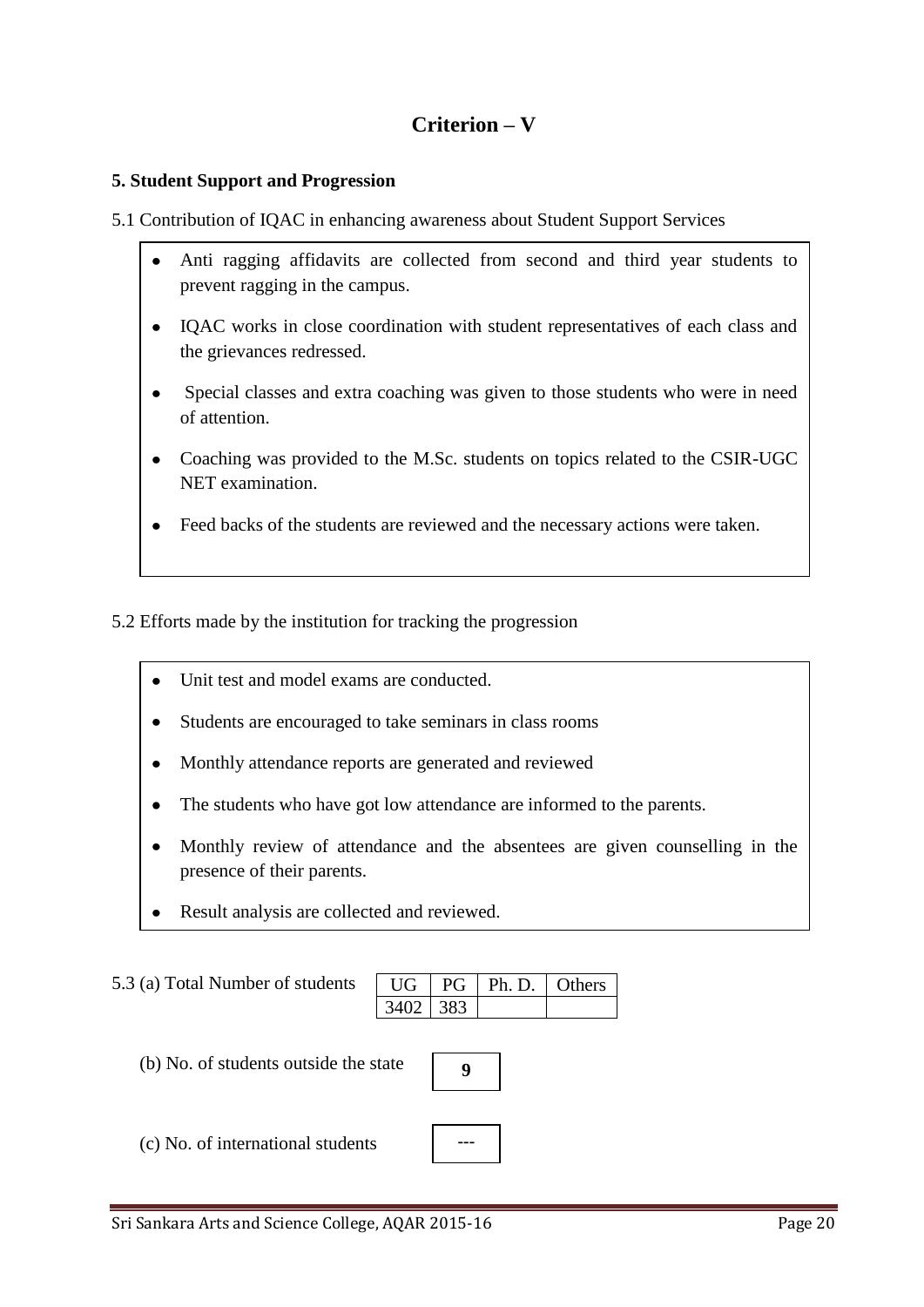# Criterion – V

**5. Student Support and Progression**

5.1 Contribution of IQAC in enhancing awareness about Student Support Services

- Anti ragging affidavits are collected from second and third year students to prevent ragging in the campus.
- IQAC works in close coordination with student representatives of each class and the grievances redressed.
- Special classes and extra coaching was given to those students who were in need of attention.
- Coaching was provided to the M.Sc. students on topics related to the CSIR-UGC NET examination.
- Feed backs of the students are reviewed and the necessary actions were taken.

5.2 Efforts made by the institution for tracking the progression

- Unit test and model exams are conducted.
- Students are encouraged to take seminars in class rooms
- Monthly attendance reports are generated and reviewed
- The students who have got low attendance are informed to the parents.
- Monthly review of attendance and the absentees are given counselling in the presence of their parents.
- Result analysis are collected and reviewed.

5.3 (a) Total Number of students

| UG | PG | Ph. D. | Others |
|---|---|---|---|
| 3402 | 383 | | |

(b) No. of students outside the state **9**

(c) No. of international students ---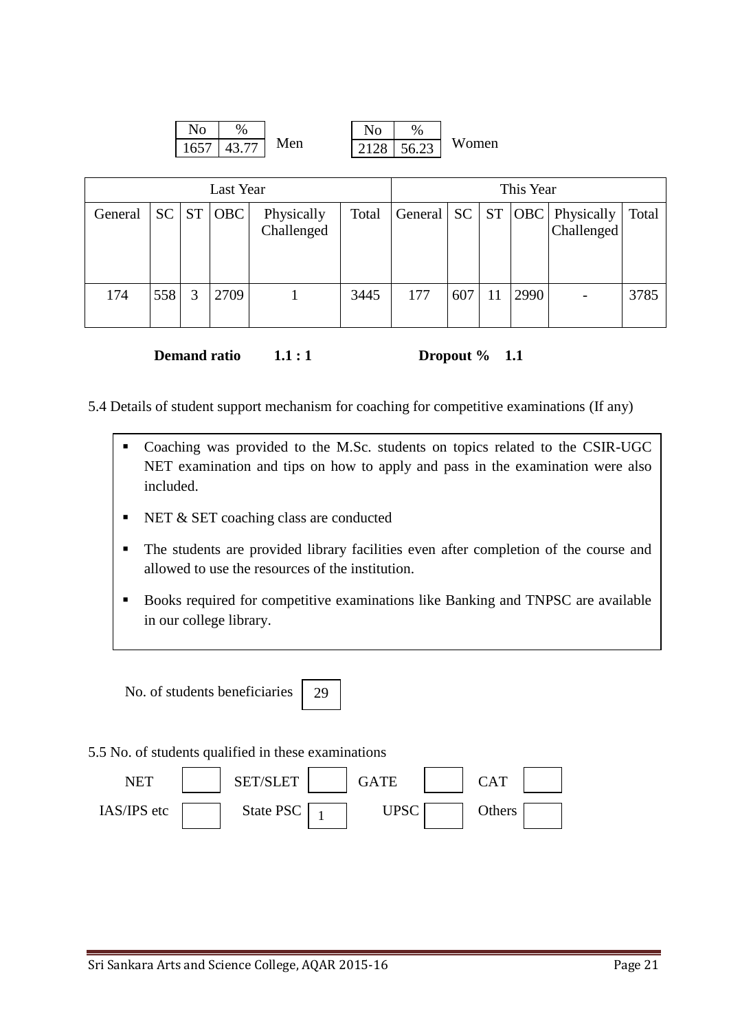| No | % | |
|---|---|---|
| 1657 | 43.77 | Men |

| No | % | |
|---|---|---|
| 2128 | 56.23 | Women |

| Last Year | | | | | | This Year | | | | | |
|---|---|---|---|---|---|---|---|---|---|---|---|
| General | SC | ST | OBC | Physically Challenged | Total | General | SC | ST | OBC | Physically Challenged | Total |
| 174 | 558 | 3 | 2709 | 1 | 3445 | 177 | 607 | 11 | 2990 | - | 3785 |

**Demand ratio 1.1 : 1** **Dropout % 1.1**

5.4 Details of student support mechanism for coaching for competitive examinations (If any)

- Coaching was provided to the M.Sc. students on topics related to the CSIR-UGC NET examination and tips on how to apply and pass in the examination were also included.
- NET & SET coaching class are conducted
- The students are provided library facilities even after completion of the course and allowed to use the resources of the institution.
- Books required for competitive examinations like Banking and TNPSC are available in our college library.

No. of students beneficiaries: 29

5.5 No. of students qualified in these examinations

| | | | | | | | |
|---|---|---|---|---|---|---|---|
| NET | | SET/SLET | | GATE | | CAT | |
| IAS/IPS etc | | State PSC | 1 | UPSC | | Others | |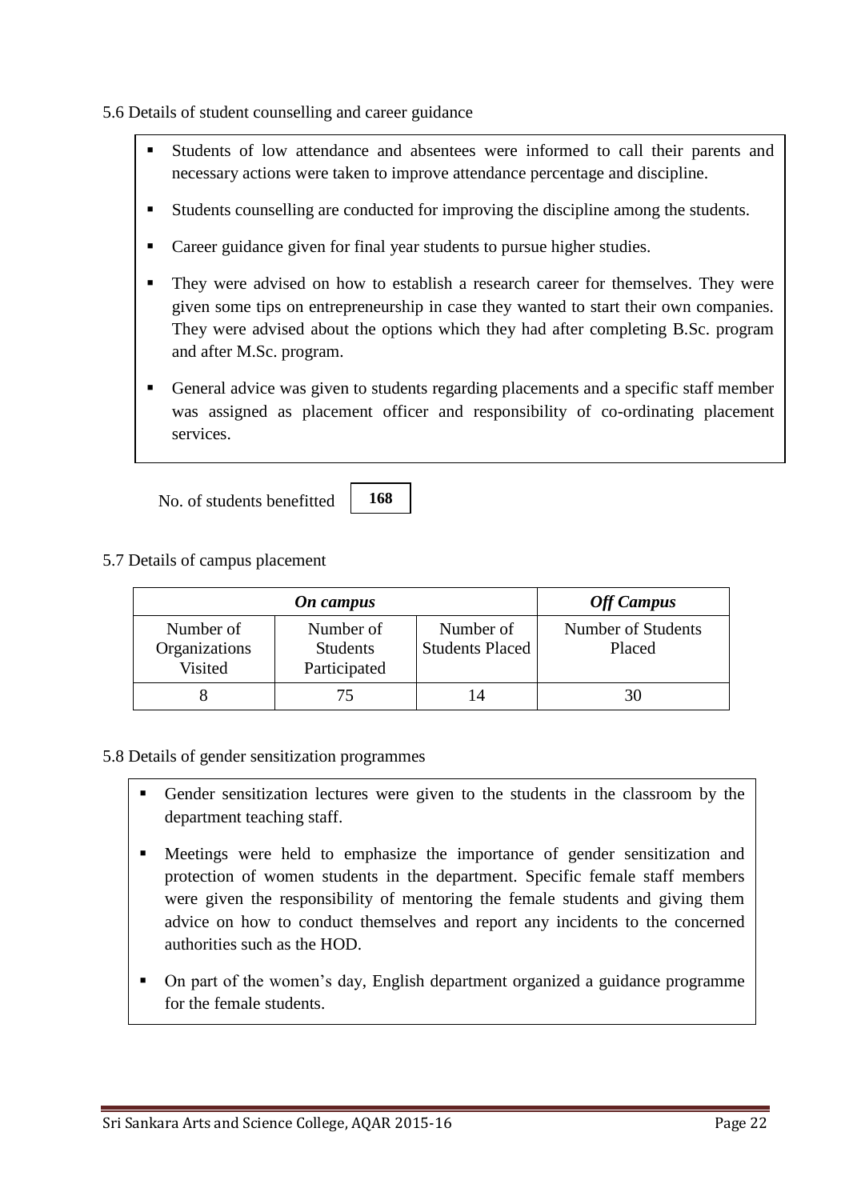5.6 Details of student counselling and career guidance

- Students of low attendance and absentees were informed to call their parents and necessary actions were taken to improve attendance percentage and discipline.
- Students counselling are conducted for improving the discipline among the students.
- Career guidance given for final year students to pursue higher studies.
- They were advised on how to establish a research career for themselves. They were given some tips on entrepreneurship in case they wanted to start their own companies. They were advised about the options which they had after completing B.Sc. program and after M.Sc. program.
- General advice was given to students regarding placements and a specific staff member was assigned as placement officer and responsibility of co-ordinating placement services.

No. of students benefitted **168**

5.7 Details of campus placement

| ***On campus*** | | | ***Off Campus*** |
|---|---|---|---|
| Number of Organizations Visited | Number of Students Participated | Number of Students Placed | Number of Students Placed |
| 8 | 75 | 14 | 30 |

5.8 Details of gender sensitization programmes

- Gender sensitization lectures were given to the students in the classroom by the department teaching staff.
- Meetings were held to emphasize the importance of gender sensitization and protection of women students in the department. Specific female staff members were given the responsibility of mentoring the female students and giving them advice on how to conduct themselves and report any incidents to the concerned authorities such as the HOD.
- On part of the women's day, English department organized a guidance programme for the female students.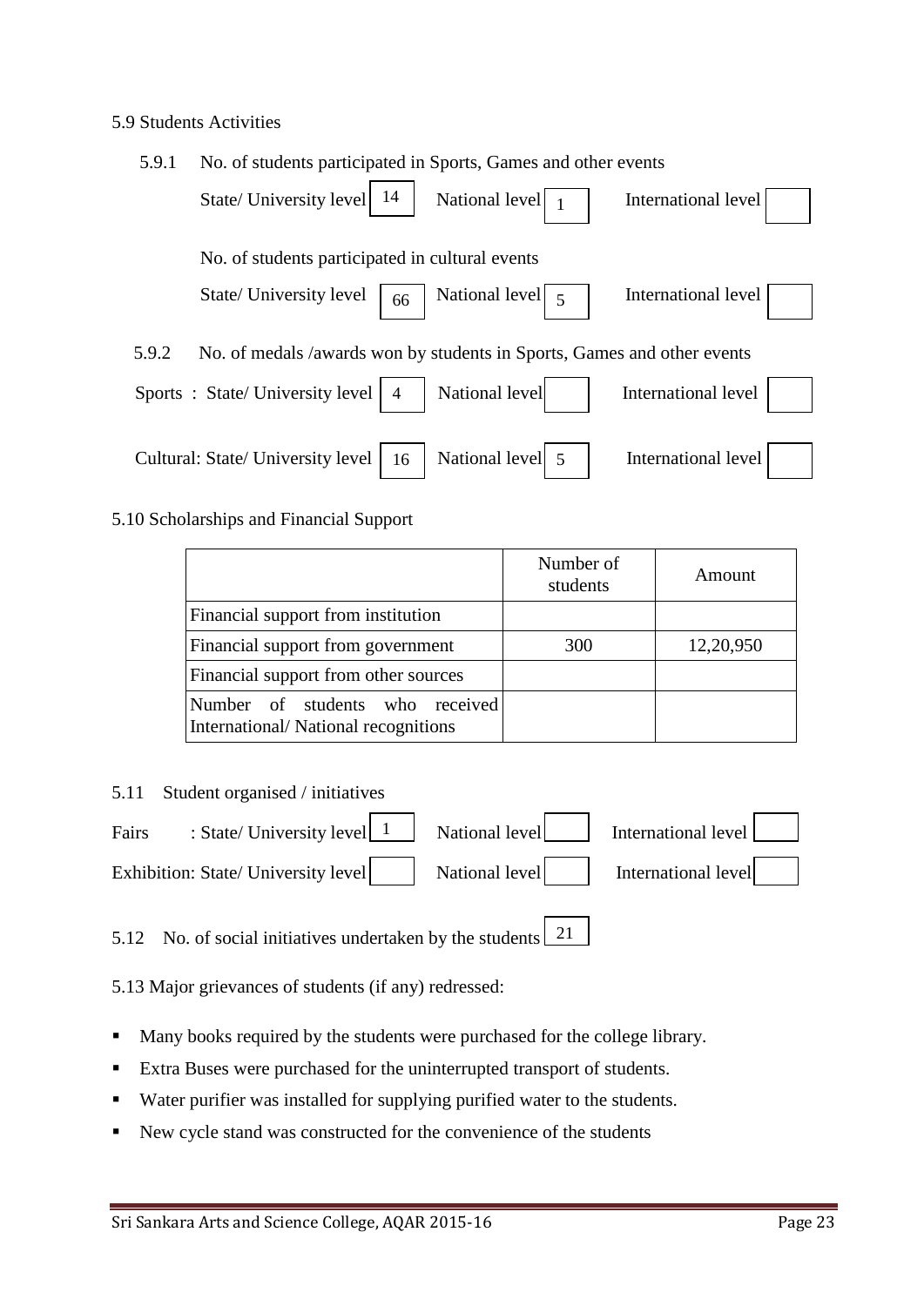5.9 Students Activities

5.9.1 No. of students participated in Sports, Games and other events

State/ University level 14 National level 1 International level

No. of students participated in cultural events

State/ University level 66 National level 5 International level

5.9.2 No. of medals /awards won by students in Sports, Games and other events

Sports : State/ University level 4 National level International level

Cultural: State/ University level 16 National level 5 International level

5.10 Scholarships and Financial Support

| | Number of students | Amount |
|---|---|---|
| Financial support from institution | | |
| Financial support from government | 300 | 12,20,950 |
| Financial support from other sources | | |
| Number of students who received International/ National recognitions | | |

5.11 Student organised / initiatives

Fairs : State/ University level 1 National level International level

Exhibition: State/ University level National level International level

5.12 No. of social initiatives undertaken by the students 21

5.13 Major grievances of students (if any) redressed:

- Many books required by the students were purchased for the college library.
- Extra Buses were purchased for the uninterrupted transport of students.
- Water purifier was installed for supplying purified water to the students.
- New cycle stand was constructed for the convenience of the students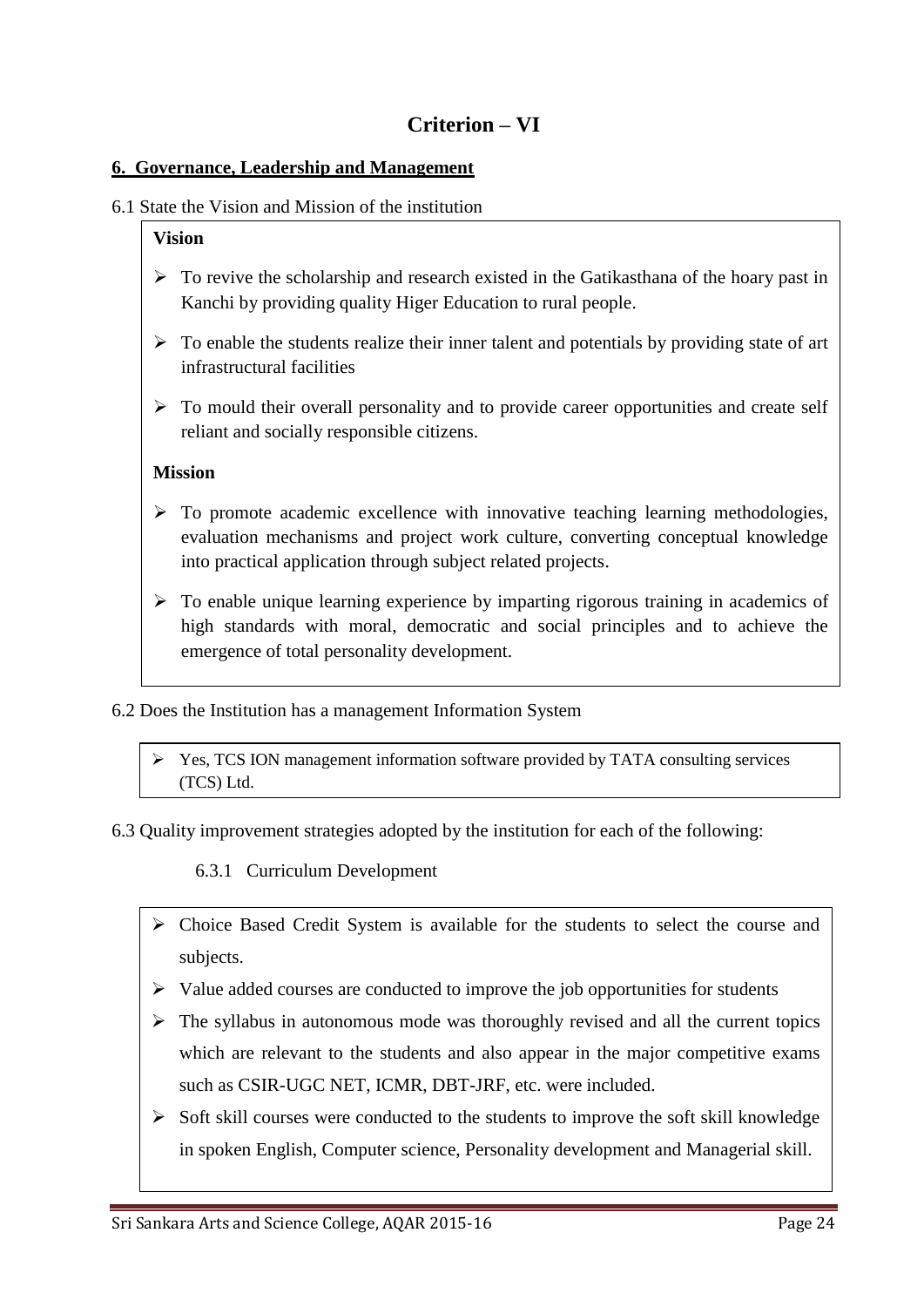# Criterion – VI

## 6. Governance, Leadership and Management

6.1 State the Vision and Mission of the institution

**Vision**

- To revive the scholarship and research existed in the Gatikasthana of the hoary past in Kanchi by providing quality Higer Education to rural people.
- To enable the students realize their inner talent and potentials by providing state of art infrastructural facilities
- To mould their overall personality and to provide career opportunities and create self reliant and socially responsible citizens.

**Mission**

- To promote academic excellence with innovative teaching learning methodologies, evaluation mechanisms and project work culture, converting conceptual knowledge into practical application through subject related projects.
- To enable unique learning experience by imparting rigorous training in academics of high standards with moral, democratic and social principles and to achieve the emergence of total personality development.

6.2 Does the Institution has a management Information System

- Yes, TCS ION management information software provided by TATA consulting services (TCS) Ltd.

6.3 Quality improvement strategies adopted by the institution for each of the following:

6.3.1 Curriculum Development

- Choice Based Credit System is available for the students to select the course and subjects.
- Value added courses are conducted to improve the job opportunities for students
- The syllabus in autonomous mode was thoroughly revised and all the current topics which are relevant to the students and also appear in the major competitive exams such as CSIR-UGC NET, ICMR, DBT-JRF, etc. were included.
- Soft skill courses were conducted to the students to improve the soft skill knowledge in spoken English, Computer science, Personality development and Managerial skill.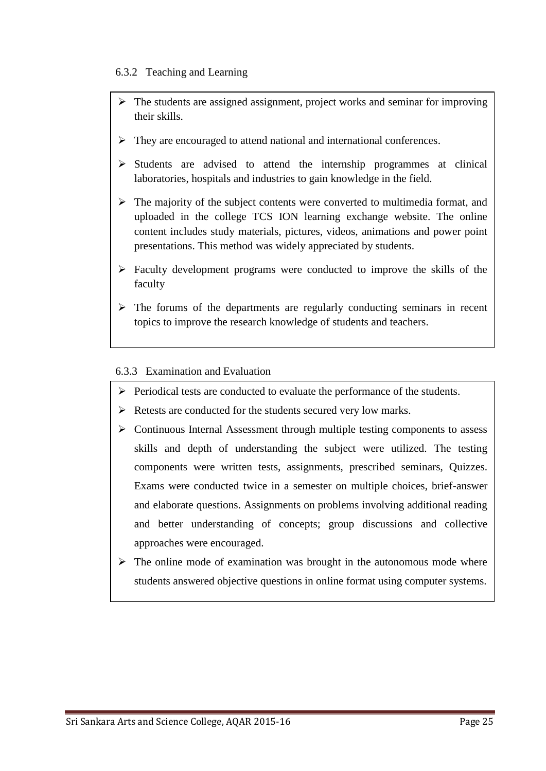### 6.3.2 Teaching and Learning

- The students are assigned assignment, project works and seminar for improving their skills.
- They are encouraged to attend national and international conferences.
- Students are advised to attend the internship programmes at clinical laboratories, hospitals and industries to gain knowledge in the field.
- The majority of the subject contents were converted to multimedia format, and uploaded in the college TCS ION learning exchange website. The online content includes study materials, pictures, videos, animations and power point presentations. This method was widely appreciated by students.
- Faculty development programs were conducted to improve the skills of the faculty
- The forums of the departments are regularly conducting seminars in recent topics to improve the research knowledge of students and teachers.

### 6.3.3 Examination and Evaluation

- Periodical tests are conducted to evaluate the performance of the students.
- Retests are conducted for the students secured very low marks.
- Continuous Internal Assessment through multiple testing components to assess skills and depth of understanding the subject were utilized. The testing components were written tests, assignments, prescribed seminars, Quizzes. Exams were conducted twice in a semester on multiple choices, brief-answer and elaborate questions. Assignments on problems involving additional reading and better understanding of concepts; group discussions and collective approaches were encouraged.
- The online mode of examination was brought in the autonomous mode where students answered objective questions in online format using computer systems.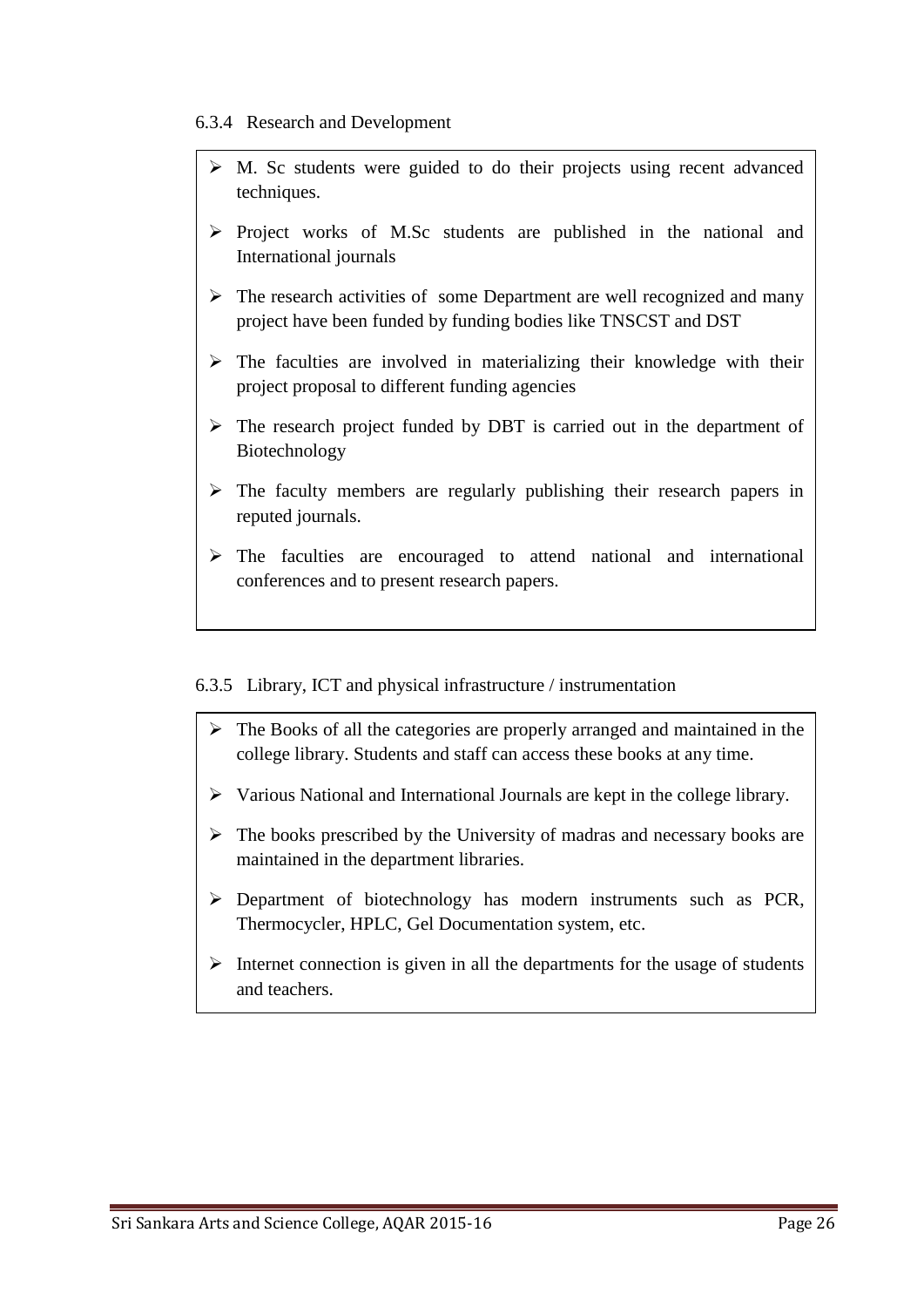6.3.4 Research and Development

- M. Sc students were guided to do their projects using recent advanced techniques.
- Project works of M.Sc students are published in the national and International journals
- The research activities of some Department are well recognized and many project have been funded by funding bodies like TNSCST and DST
- The faculties are involved in materializing their knowledge with their project proposal to different funding agencies
- The research project funded by DBT is carried out in the department of Biotechnology
- The faculty members are regularly publishing their research papers in reputed journals.
- The faculties are encouraged to attend national and international conferences and to present research papers.

6.3.5 Library, ICT and physical infrastructure / instrumentation

- The Books of all the categories are properly arranged and maintained in the college library. Students and staff can access these books at any time.
- Various National and International Journals are kept in the college library.
- The books prescribed by the University of madras and necessary books are maintained in the department libraries.
- Department of biotechnology has modern instruments such as PCR, Thermocycler, HPLC, Gel Documentation system, etc.
- Internet connection is given in all the departments for the usage of students and teachers.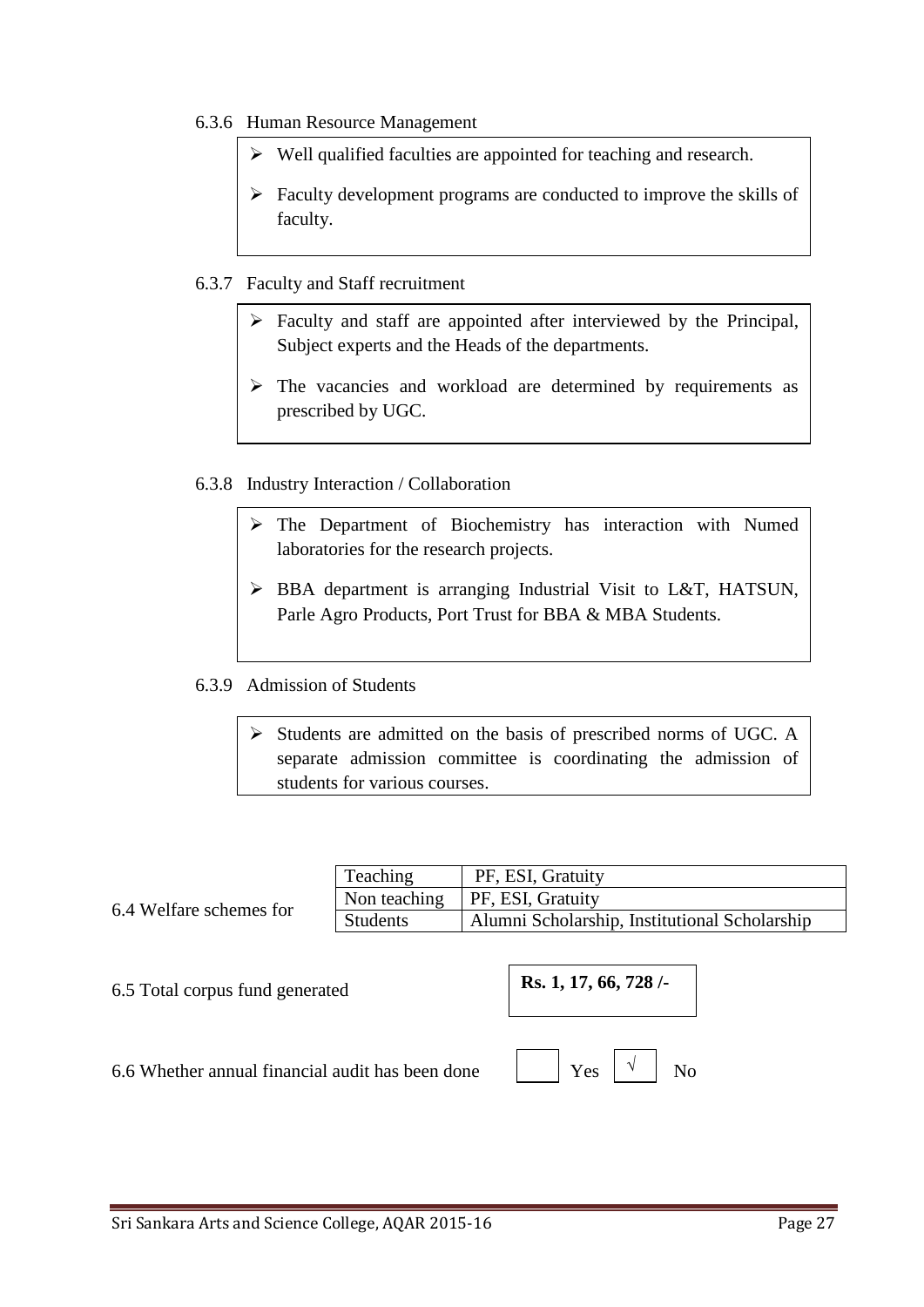6.3.6 Human Resource Management

- Well qualified faculties are appointed for teaching and research.
- Faculty development programs are conducted to improve the skills of faculty.

6.3.7 Faculty and Staff recruitment

- Faculty and staff are appointed after interviewed by the Principal, Subject experts and the Heads of the departments.
- The vacancies and workload are determined by requirements as prescribed by UGC.

6.3.8 Industry Interaction / Collaboration

- The Department of Biochemistry has interaction with Numed laboratories for the research projects.
- BBA department is arranging Industrial Visit to L&T, HATSUN, Parle Agro Products, Port Trust for BBA & MBA Students.

6.3.9 Admission of Students

- Students are admitted on the basis of prescribed norms of UGC. A separate admission committee is coordinating the admission of students for various courses.

6.4 Welfare schemes for

| | |
|---|---|
| Teaching | PF, ESI, Gratuity |
| Non teaching | PF, ESI, Gratuity |
| Students | Alumni Scholarship, Institutional Scholarship |

6.5 Total corpus fund generated **Rs. 1, 17, 66, 728 /-**

6.6 Whether annual financial audit has been done ☐ Yes ☑ No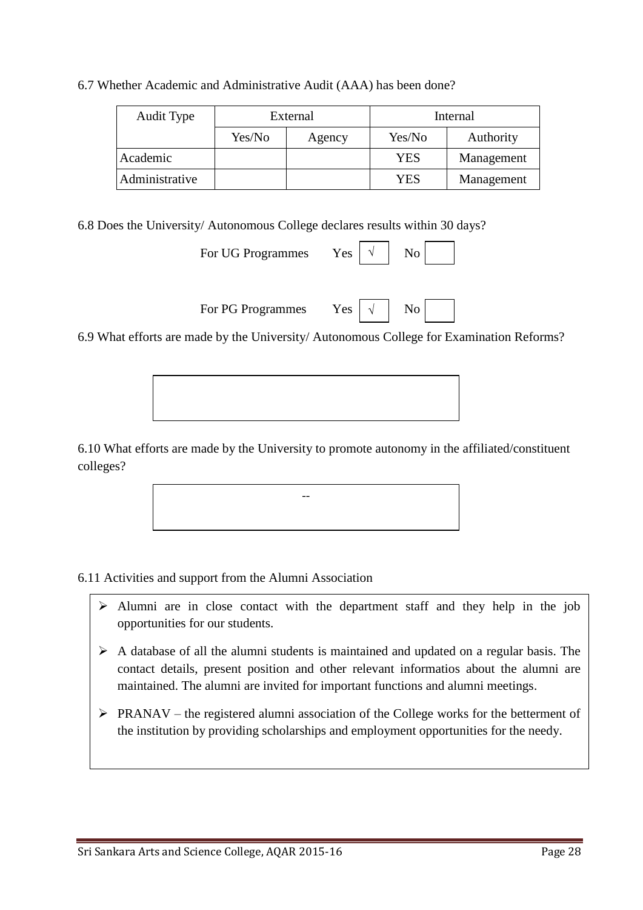6.7 Whether Academic and Administrative Audit (AAA) has been done?

| Audit Type | External | | Internal | |
|---|---|---|---|---|
| | Yes/No | Agency | Yes/No | Authority |
| Academic | | | YES | Management |
| Administrative | | | YES | Management |

6.8 Does the University/ Autonomous College declares results within 30 days?

For UG Programmes Yes √ No

For PG Programmes Yes √ No

6.9 What efforts are made by the University/ Autonomous College for Examination Reforms?

6.10 What efforts are made by the University to promote autonomy in the affiliated/constituent colleges?

--

6.11 Activities and support from the Alumni Association

- Alumni are in close contact with the department staff and they help in the job opportunities for our students.
- A database of all the alumni students is maintained and updated on a regular basis. The contact details, present position and other relevant informatios about the alumni are maintained. The alumni are invited for important functions and alumni meetings.
- PRANAV – the registered alumni association of the College works for the betterment of the institution by providing scholarships and employment opportunities for the needy.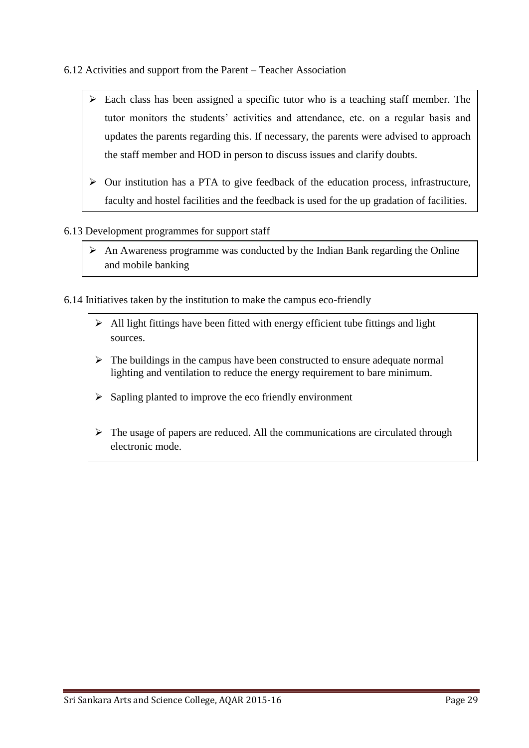6.12 Activities and support from the Parent – Teacher Association

- Each class has been assigned a specific tutor who is a teaching staff member. The tutor monitors the students' activities and attendance, etc. on a regular basis and updates the parents regarding this. If necessary, the parents were advised to approach the staff member and HOD in person to discuss issues and clarify doubts.
- Our institution has a PTA to give feedback of the education process, infrastructure, faculty and hostel facilities and the feedback is used for the up gradation of facilities.

6.13 Development programmes for support staff

- An Awareness programme was conducted by the Indian Bank regarding the Online and mobile banking

6.14 Initiatives taken by the institution to make the campus eco-friendly

- All light fittings have been fitted with energy efficient tube fittings and light sources.
- The buildings in the campus have been constructed to ensure adequate normal lighting and ventilation to reduce the energy requirement to bare minimum.
- Sapling planted to improve the eco friendly environment
- The usage of papers are reduced. All the communications are circulated through electronic mode.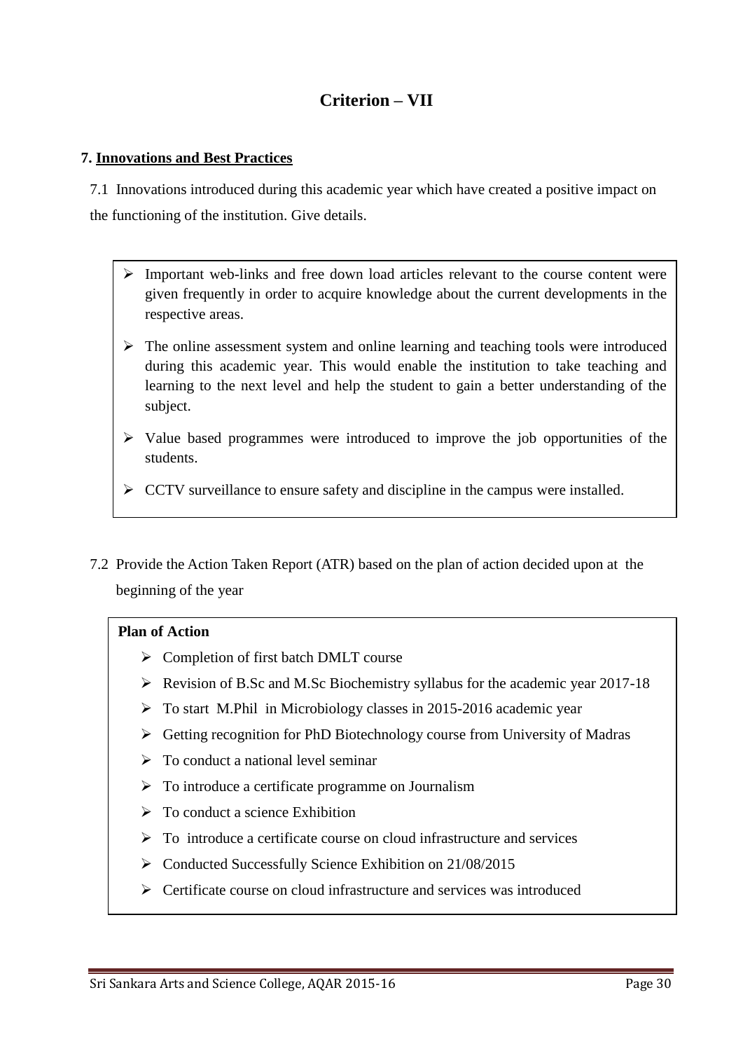# Criterion – VII

## 7. Innovations and Best Practices

7.1 Innovations introduced during this academic year which have created a positive impact on the functioning of the institution. Give details.

- Important web-links and free down load articles relevant to the course content were given frequently in order to acquire knowledge about the current developments in the respective areas.
- The online assessment system and online learning and teaching tools were introduced during this academic year. This would enable the institution to take teaching and learning to the next level and help the student to gain a better understanding of the subject.
- Value based programmes were introduced to improve the job opportunities of the students.
- CCTV surveillance to ensure safety and discipline in the campus were installed.

7.2 Provide the Action Taken Report (ATR) based on the plan of action decided upon at the beginning of the year

**Plan of Action**

- Completion of first batch DMLT course
- Revision of B.Sc and M.Sc Biochemistry syllabus for the academic year 2017-18
- To start M.Phil in Microbiology classes in 2015-2016 academic year
- Getting recognition for PhD Biotechnology course from University of Madras
- To conduct a national level seminar
- To introduce a certificate programme on Journalism
- To conduct a science Exhibition
- To introduce a certificate course on cloud infrastructure and services
- Conducted Successfully Science Exhibition on 21/08/2015
- Certificate course on cloud infrastructure and services was introduced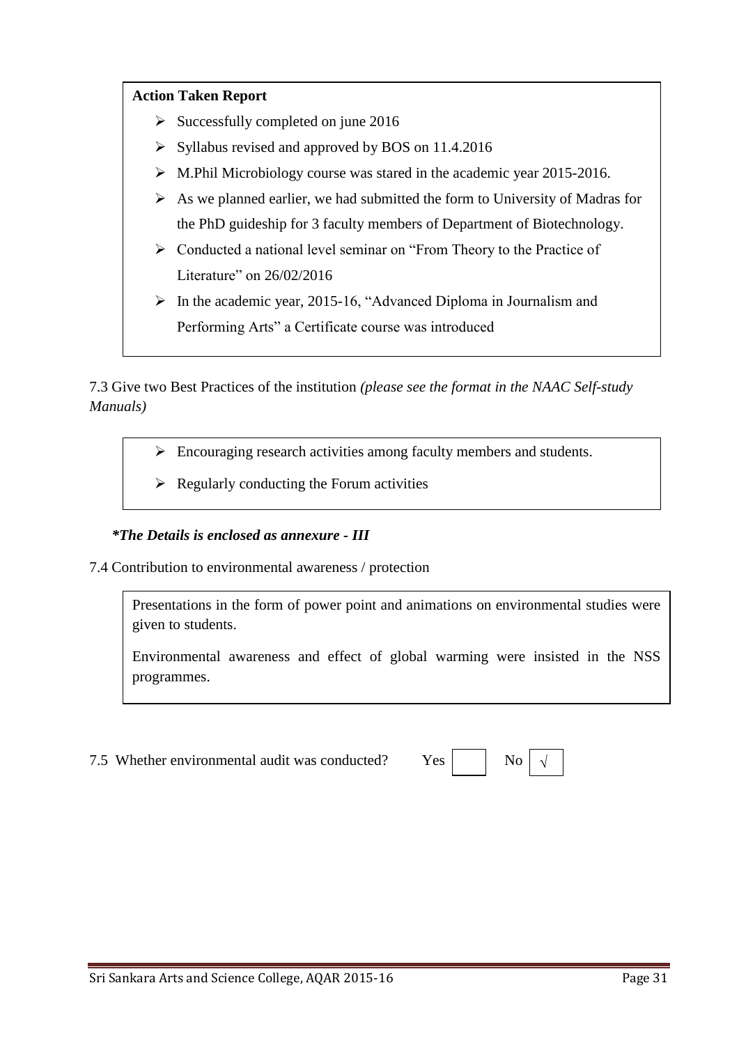**Action Taken Report**

- Successfully completed on june 2016
- Syllabus revised and approved by BOS on 11.4.2016
- M.Phil Microbiology course was stared in the academic year 2015-2016.
- As we planned earlier, we had submitted the form to University of Madras for the PhD guideship for 3 faculty members of Department of Biotechnology.
- Conducted a national level seminar on "From Theory to the Practice of Literature" on 26/02/2016
- In the academic year, 2015-16, "Advanced Diploma in Journalism and Performing Arts" a Certificate course was introduced

7.3 Give two Best Practices of the institution *(please see the format in the NAAC Self-study Manuals)*

- Encouraging research activities among faculty members and students.
- Regularly conducting the Forum activities

***The Details is enclosed as annexure - III***

7.4 Contribution to environmental awareness / protection

Presentations in the form of power point and animations on environmental studies were given to students.

Environmental awareness and effect of global warming were insisted in the NSS programmes.

7.5 Whether environmental audit was conducted? Yes [ ] No [√]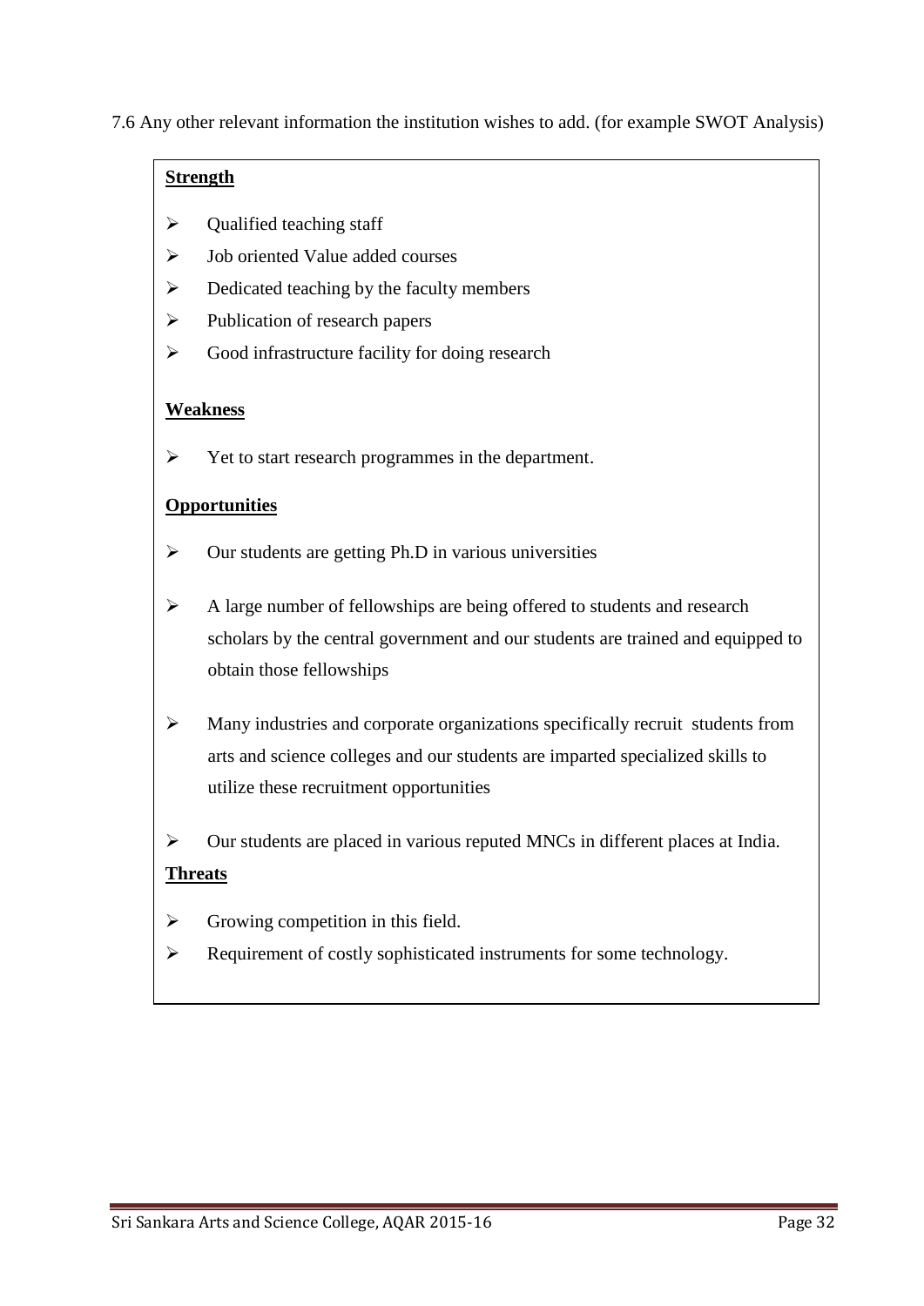7.6 Any other relevant information the institution wishes to add. (for example SWOT Analysis)

**Strength**

- Qualified teaching staff
- Job oriented Value added courses
- Dedicated teaching by the faculty members
- Publication of research papers
- Good infrastructure facility for doing research

**Weakness**

- Yet to start research programmes in the department.

**Opportunities**

- Our students are getting Ph.D in various universities
- A large number of fellowships are being offered to students and research scholars by the central government and our students are trained and equipped to obtain those fellowships
- Many industries and corporate organizations specifically recruit students from arts and science colleges and our students are imparted specialized skills to utilize these recruitment opportunities
- Our students are placed in various reputed MNCs in different places at India.

**Threats**

- Growing competition in this field.
- Requirement of costly sophisticated instruments for some technology.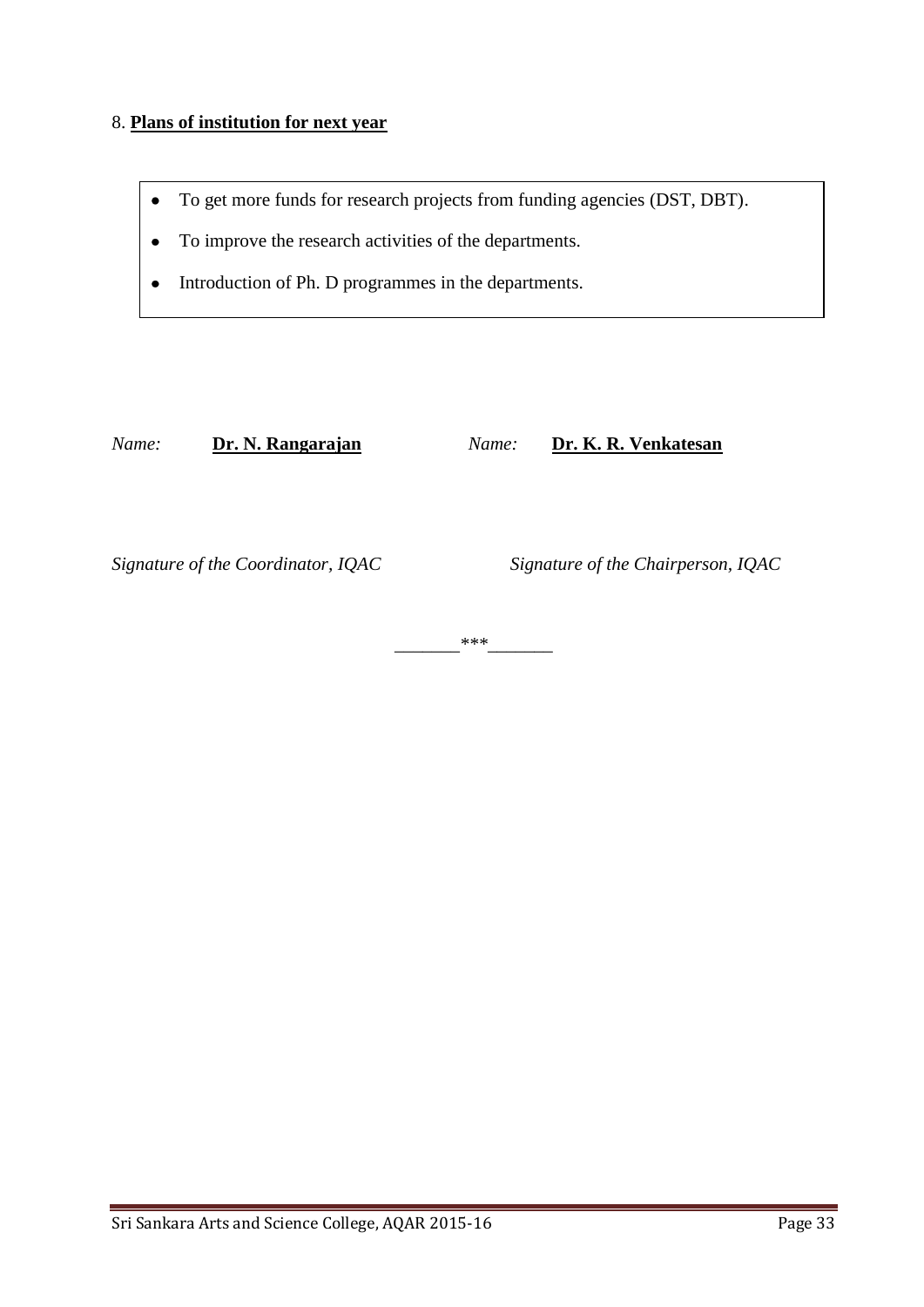8. **Plans of institution for next year**

- To get more funds for research projects from funding agencies (DST, DBT).
- To improve the research activities of the departments.
- Introduction of Ph. D programmes in the departments.

*Name:* **Dr. N. Rangarajan** *Name:* **Dr. K. R. Venkatesan**

*Signature of the Coordinator, IQAC* *Signature of the Chairperson, IQAC*

_______***_______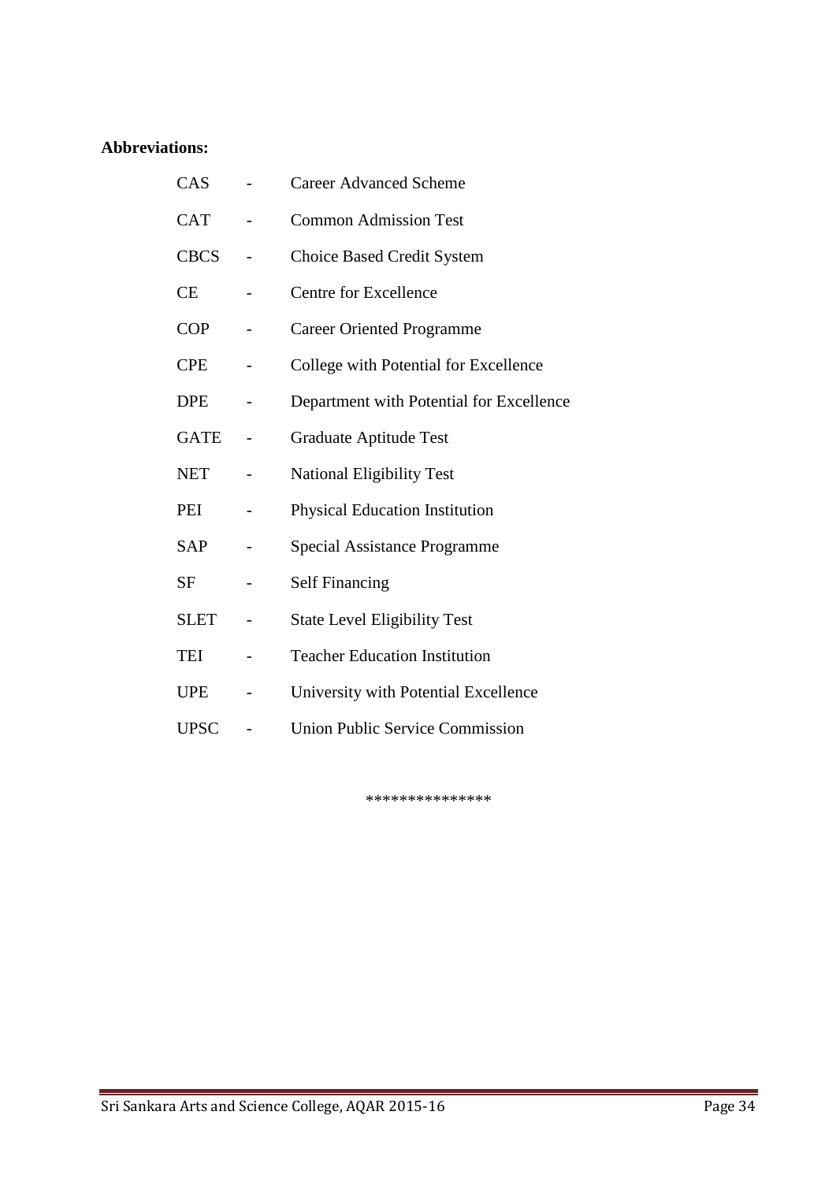**Abbreviations:**

| | | |
|---|---|---|
| CAS | - | Career Advanced Scheme |
| CAT | - | Common Admission Test |
| CBCS | - | Choice Based Credit System |
| CE | - | Centre for Excellence |
| COP | - | Career Oriented Programme |
| CPE | - | College with Potential for Excellence |
| DPE | - | Department with Potential for Excellence |
| GATE | - | Graduate Aptitude Test |
| NET | - | National Eligibility Test |
| PEI | - | Physical Education Institution |
| SAP | - | Special Assistance Programme |
| SF | - | Self Financing |
| SLET | - | State Level Eligibility Test |
| TEI | - | Teacher Education Institution |
| UPE | - | University with Potential Excellence |
| UPSC | - | Union Public Service Commission |

***************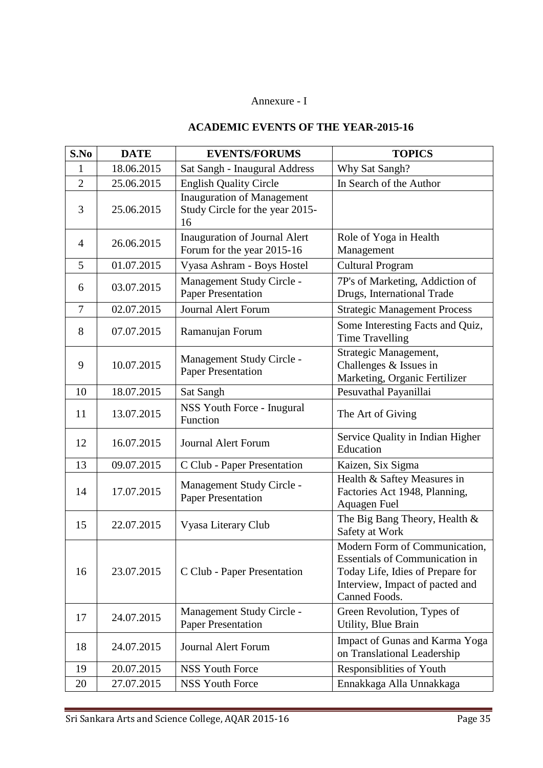Annexure - I

## ACADEMIC EVENTS OF THE YEAR-2015-16

| S.No | DATE | EVENTS/FORUMS | TOPICS |
|---|---|---|---|
| 1 | 18.06.2015 | Sat Sangh - Inaugural Address | Why Sat Sangh? |
| 2 | 25.06.2015 | English Quality Circle | In Search of the Author |
| 3 | 25.06.2015 | Inauguration of Management Study Circle for the year 2015-16 | |
| 4 | 26.06.2015 | Inauguration of Journal Alert Forum for the year 2015-16 | Role of Yoga in Health Management |
| 5 | 01.07.2015 | Vyasa Ashram - Boys Hostel | Cultural Program |
| 6 | 03.07.2015 | Management Study Circle - Paper Presentation | 7P's of Marketing, Addiction of Drugs, International Trade |
| 7 | 02.07.2015 | Journal Alert Forum | Strategic Management Process |
| 8 | 07.07.2015 | Ramanujan Forum | Some Interesting Facts and Quiz, Time Travelling |
| 9 | 10.07.2015 | Management Study Circle - Paper Presentation | Strategic Management, Challenges & Issues in Marketing, Organic Fertilizer |
| 10 | 18.07.2015 | Sat Sangh | Pesuvathal Payanillai |
| 11 | 13.07.2015 | NSS Youth Force - Inugural Function | The Art of Giving |
| 12 | 16.07.2015 | Journal Alert Forum | Service Quality in Indian Higher Education |
| 13 | 09.07.2015 | C Club - Paper Presentation | Kaizen, Six Sigma |
| 14 | 17.07.2015 | Management Study Circle - Paper Presentation | Health & Saftey Measures in Factories Act 1948, Planning, Aquagen Fuel |
| 15 | 22.07.2015 | Vyasa Literary Club | The Big Bang Theory, Health & Safety at Work |
| 16 | 23.07.2015 | C Club - Paper Presentation | Modern Form of Communication, Essentials of Communication in Today Life, Idies of Prepare for Interview, Impact of pacted and Canned Foods. |
| 17 | 24.07.2015 | Management Study Circle - Paper Presentation | Green Revolution, Types of Utility, Blue Brain |
| 18 | 24.07.2015 | Journal Alert Forum | Impact of Gunas and Karma Yoga on Translational Leadership |
| 19 | 20.07.2015 | NSS Youth Force | Responsiblities of Youth |
| 20 | 27.07.2015 | NSS Youth Force | Ennakkaga Alla Unnakkaga |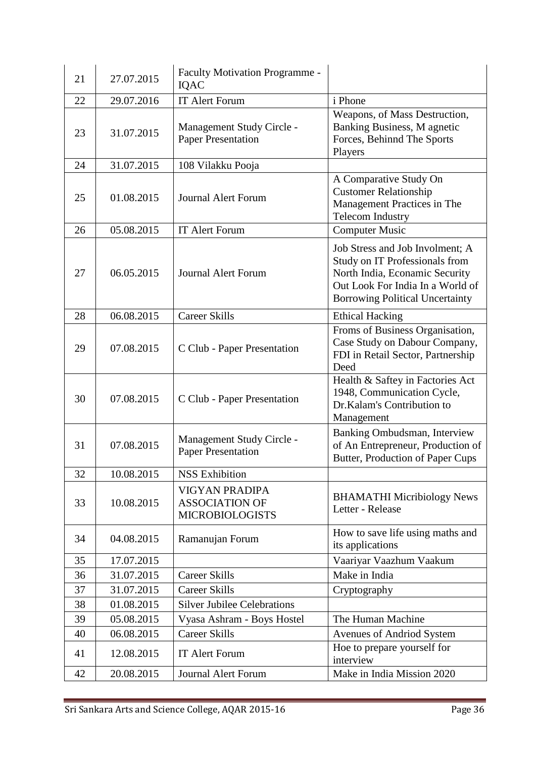| | | | |
|---|---|---|---|
| 21 | 27.07.2015 | Faculty Motivation Programme - IQAC | |
| 22 | 29.07.2016 | IT Alert Forum | i Phone |
| 23 | 31.07.2015 | Management Study Circle - Paper Presentation | Weapons, of Mass Destruction, Banking Business, M agnetic Forces, Behinnd The Sports Players |
| 24 | 31.07.2015 | 108 Vilakku Pooja | |
| 25 | 01.08.2015 | Journal Alert Forum | A Comparative Study On Customer Relationship Management Practices in The Telecom Industry |
| 26 | 05.08.2015 | IT Alert Forum | Computer Music |
| 27 | 06.05.2015 | Journal Alert Forum | Job Stress and Job Involment; A Study on IT Professionals from North India, Econamic Security Out Look For India In a World of Borrowing Political Uncertainty |
| 28 | 06.08.2015 | Career Skills | Ethical Hacking |
| 29 | 07.08.2015 | C Club - Paper Presentation | Froms of Business Organisation, Case Study on Dabour Company, FDI in Retail Sector, Partnership Deed |
| 30 | 07.08.2015 | C Club - Paper Presentation | Health & Saftey in Factories Act 1948, Communication Cycle, Dr.Kalam's Contribution to Management |
| 31 | 07.08.2015 | Management Study Circle - Paper Presentation | Banking Ombudsman, Interview of An Entrepreneur, Production of Butter, Production of Paper Cups |
| 32 | 10.08.2015 | NSS Exhibition | |
| 33 | 10.08.2015 | VIGYAN PRADIPA ASSOCIATION OF MICROBIOLOGISTS | BHAMATHI Micribiology News Letter - Release |
| 34 | 04.08.2015 | Ramanujan Forum | How to save life using maths and its applications |
| 35 | 17.07.2015 | | Vaariyar Vaazhum Vaakum |
| 36 | 31.07.2015 | Career Skills | Make in India |
| 37 | 31.07.2015 | Career Skills | Cryptography |
| 38 | 01.08.2015 | Silver Jubilee Celebrations | |
| 39 | 05.08.2015 | Vyasa Ashram - Boys Hostel | The Human Machine |
| 40 | 06.08.2015 | Career Skills | Avenues of Andriod System |
| 41 | 12.08.2015 | IT Alert Forum | Hoe to prepare yourself for interview |
| 42 | 20.08.2015 | Journal Alert Forum | Make in India Mission 2020 |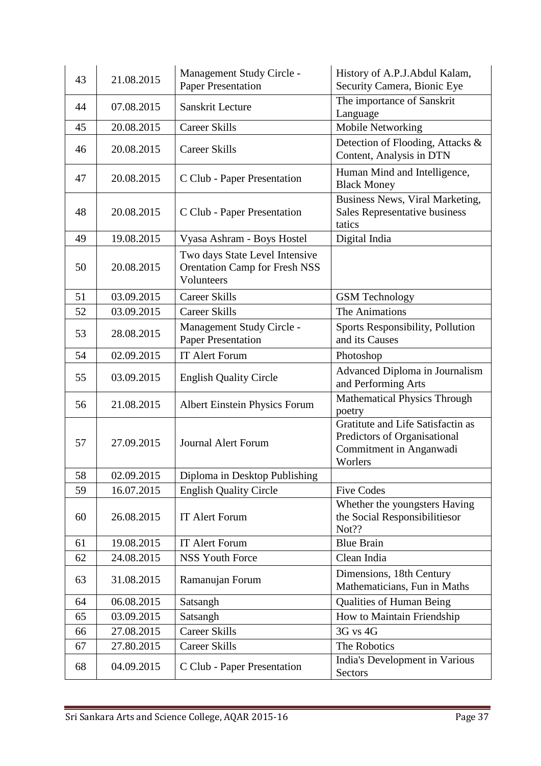| | | | |
|---|---|---|---|
| 43 | 21.08.2015 | Management Study Circle - Paper Presentation | History of A.P.J.Abdul Kalam, Security Camera, Bionic Eye |
| 44 | 07.08.2015 | Sanskrit Lecture | The importance of Sanskrit Language |
| 45 | 20.08.2015 | Career Skills | Mobile Networking |
| 46 | 20.08.2015 | Career Skills | Detection of Flooding, Attacks & Content, Analysis in DTN |
| 47 | 20.08.2015 | C Club - Paper Presentation | Human Mind and Intelligence, Black Money |
| 48 | 20.08.2015 | C Club - Paper Presentation | Business News, Viral Marketing, Sales Representative business tatics |
| 49 | 19.08.2015 | Vyasa Ashram - Boys Hostel | Digital India |
| 50 | 20.08.2015 | Two days State Level Intensive Orentation Camp for Fresh NSS Volunteers | |
| 51 | 03.09.2015 | Career Skills | GSM Technology |
| 52 | 03.09.2015 | Career Skills | The Animations |
| 53 | 28.08.2015 | Management Study Circle - Paper Presentation | Sports Responsibility, Pollution and its Causes |
| 54 | 02.09.2015 | IT Alert Forum | Photoshop |
| 55 | 03.09.2015 | English Quality Circle | Advanced Diploma in Journalism and Performing Arts |
| 56 | 21.08.2015 | Albert Einstein Physics Forum | Mathematical Physics Through poetry |
| 57 | 27.09.2015 | Journal Alert Forum | Gratitute and Life Satisfactin as Predictors of Organisational Commitment in Anganwadi Worlers |
| 58 | 02.09.2015 | Diploma in Desktop Publishing | |
| 59 | 16.07.2015 | English Quality Circle | Five Codes |
| 60 | 26.08.2015 | IT Alert Forum | Whether the youngsters Having the Social Responsibilitiesor Not?? |
| 61 | 19.08.2015 | IT Alert Forum | Blue Brain |
| 62 | 24.08.2015 | NSS Youth Force | Clean India |
| 63 | 31.08.2015 | Ramanujan Forum | Dimensions, 18th Century Mathematicians, Fun in Maths |
| 64 | 06.08.2015 | Satsangh | Qualities of Human Being |
| 65 | 03.09.2015 | Satsangh | How to Maintain Friendship |
| 66 | 27.08.2015 | Career Skills | 3G vs 4G |
| 67 | 27.80.2015 | Career Skills | The Robotics |
| 68 | 04.09.2015 | C Club - Paper Presentation | India's Development in Various Sectors |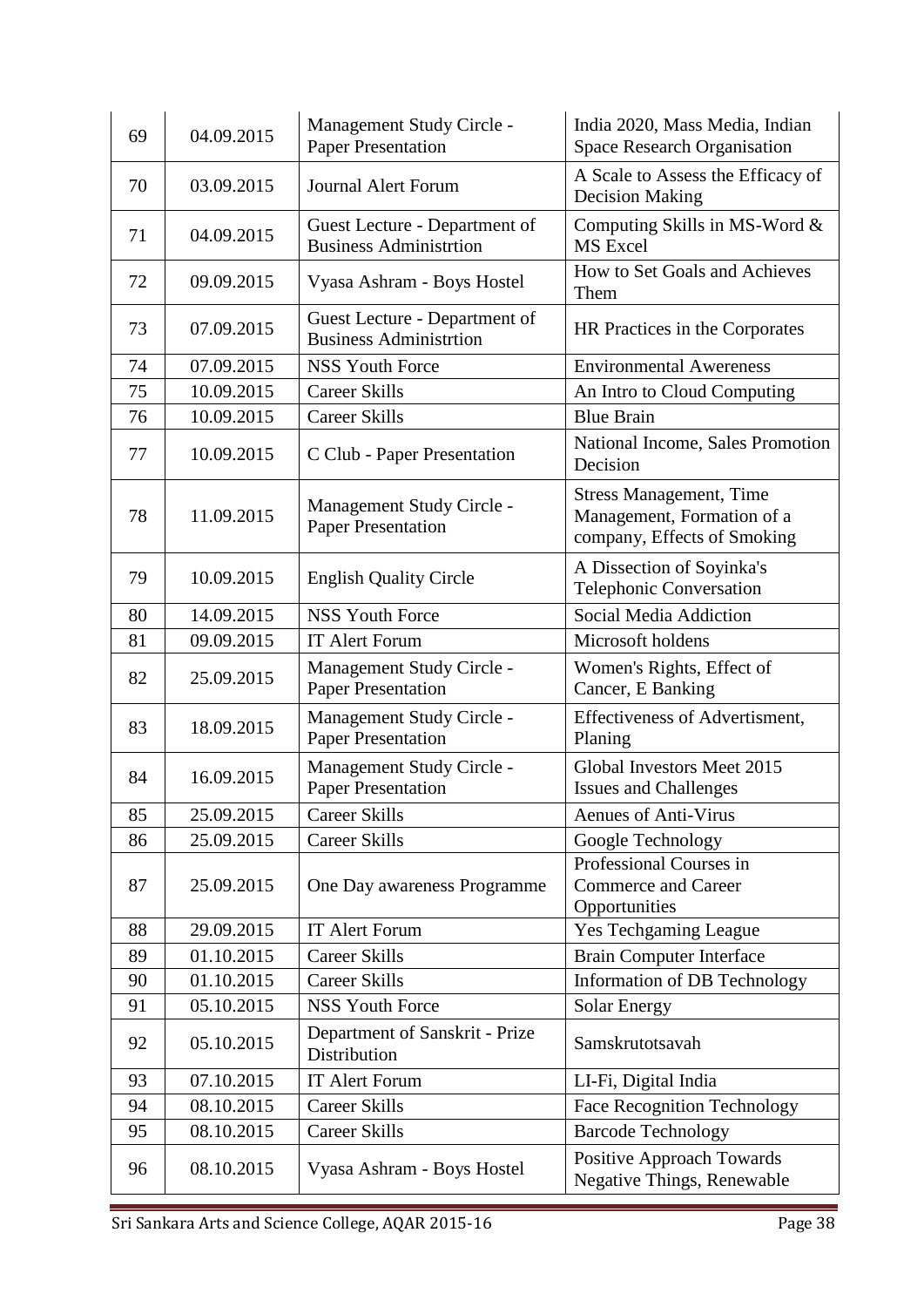| | | | |
|---|---|---|---|
| 69 | 04.09.2015 | Management Study Circle - Paper Presentation | India 2020, Mass Media, Indian Space Research Organisation |
| 70 | 03.09.2015 | Journal Alert Forum | A Scale to Assess the Efficacy of Decision Making |
| 71 | 04.09.2015 | Guest Lecture - Department of Business Administrtion | Computing Skills in MS-Word & MS Excel |
| 72 | 09.09.2015 | Vyasa Ashram - Boys Hostel | How to Set Goals and Achieves Them |
| 73 | 07.09.2015 | Guest Lecture - Department of Business Administrtion | HR Practices in the Corporates |
| 74 | 07.09.2015 | NSS Youth Force | Environmental Awereness |
| 75 | 10.09.2015 | Career Skills | An Intro to Cloud Computing |
| 76 | 10.09.2015 | Career Skills | Blue Brain |
| 77 | 10.09.2015 | C Club - Paper Presentation | National Income, Sales Promotion Decision |
| 78 | 11.09.2015 | Management Study Circle - Paper Presentation | Stress Management, Time Management, Formation of a company, Effects of Smoking |
| 79 | 10.09.2015 | English Quality Circle | A Dissection of Soyinka's Telephonic Conversation |
| 80 | 14.09.2015 | NSS Youth Force | Social Media Addiction |
| 81 | 09.09.2015 | IT Alert Forum | Microsoft holdens |
| 82 | 25.09.2015 | Management Study Circle - Paper Presentation | Women's Rights, Effect of Cancer, E Banking |
| 83 | 18.09.2015 | Management Study Circle - Paper Presentation | Effectiveness of Advertisment, Planing |
| 84 | 16.09.2015 | Management Study Circle - Paper Presentation | Global Investors Meet 2015 Issues and Challenges |
| 85 | 25.09.2015 | Career Skills | Aenues of Anti-Virus |
| 86 | 25.09.2015 | Career Skills | Google Technology |
| 87 | 25.09.2015 | One Day awareness Programme | Professional Courses in Commerce and Career Opportunities |
| 88 | 29.09.2015 | IT Alert Forum | Yes Techgaming League |
| 89 | 01.10.2015 | Career Skills | Brain Computer Interface |
| 90 | 01.10.2015 | Career Skills | Information of DB Technology |
| 91 | 05.10.2015 | NSS Youth Force | Solar Energy |
| 92 | 05.10.2015 | Department of Sanskrit - Prize Distribution | Samskrutotsavah |
| 93 | 07.10.2015 | IT Alert Forum | LI-Fi, Digital India |
| 94 | 08.10.2015 | Career Skills | Face Recognition Technology |
| 95 | 08.10.2015 | Career Skills | Barcode Technology |
| 96 | 08.10.2015 | Vyasa Ashram - Boys Hostel | Positive Approach Towards Negative Things, Renewable |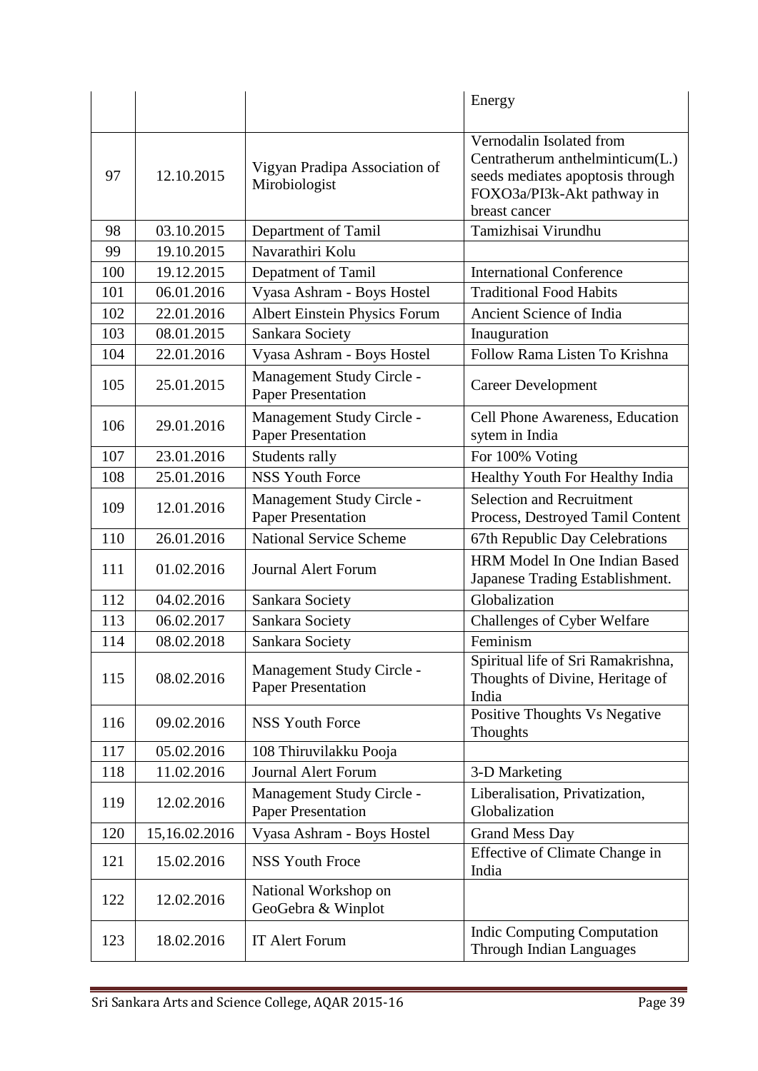| | | | |
|---|---|---|---|
| | | | Energy |
| 97 | 12.10.2015 | Vigyan Pradipa Association of Mirobiologist | Vernodalin Isolated from Centratherum anthelminticum(L.) seeds mediates apoptosis through FOXO3a/PI3k-Akt pathway in breast cancer |
| 98 | 03.10.2015 | Department of Tamil | Tamizhisai Virundhu |
| 99 | 19.10.2015 | Navarathiri Kolu | |
| 100 | 19.12.2015 | Depatment of Tamil | International Conference |
| 101 | 06.01.2016 | Vyasa Ashram - Boys Hostel | Traditional Food Habits |
| 102 | 22.01.2016 | Albert Einstein Physics Forum | Ancient Science of India |
| 103 | 08.01.2015 | Sankara Society | Inauguration |
| 104 | 22.01.2016 | Vyasa Ashram - Boys Hostel | Follow Rama Listen To Krishna |
| 105 | 25.01.2015 | Management Study Circle - Paper Presentation | Career Development |
| 106 | 29.01.2016 | Management Study Circle - Paper Presentation | Cell Phone Awareness, Education sytem in India |
| 107 | 23.01.2016 | Students rally | For 100% Voting |
| 108 | 25.01.2016 | NSS Youth Force | Healthy Youth For Healthy India |
| 109 | 12.01.2016 | Management Study Circle - Paper Presentation | Selection and Recruitment Process, Destroyed Tamil Content |
| 110 | 26.01.2016 | National Service Scheme | 67th Republic Day Celebrations |
| 111 | 01.02.2016 | Journal Alert Forum | HRM Model In One Indian Based Japanese Trading Establishment. |
| 112 | 04.02.2016 | Sankara Society | Globalization |
| 113 | 06.02.2017 | Sankara Society | Challenges of Cyber Welfare |
| 114 | 08.02.2018 | Sankara Society | Feminism |
| 115 | 08.02.2016 | Management Study Circle - Paper Presentation | Spiritual life of Sri Ramakrishna, Thoughts of Divine, Heritage of India |
| 116 | 09.02.2016 | NSS Youth Force | Positive Thoughts Vs Negative Thoughts |
| 117 | 05.02.2016 | 108 Thiruvilakku Pooja | |
| 118 | 11.02.2016 | Journal Alert Forum | 3-D Marketing |
| 119 | 12.02.2016 | Management Study Circle - Paper Presentation | Liberalisation, Privatization, Globalization |
| 120 | 15,16.02.2016 | Vyasa Ashram - Boys Hostel | Grand Mess Day |
| 121 | 15.02.2016 | NSS Youth Froce | Effective of Climate Change in India |
| 122 | 12.02.2016 | National Workshop on GeoGebra & Winplot | |
| 123 | 18.02.2016 | IT Alert Forum | Indic Computing Computation Through Indian Languages |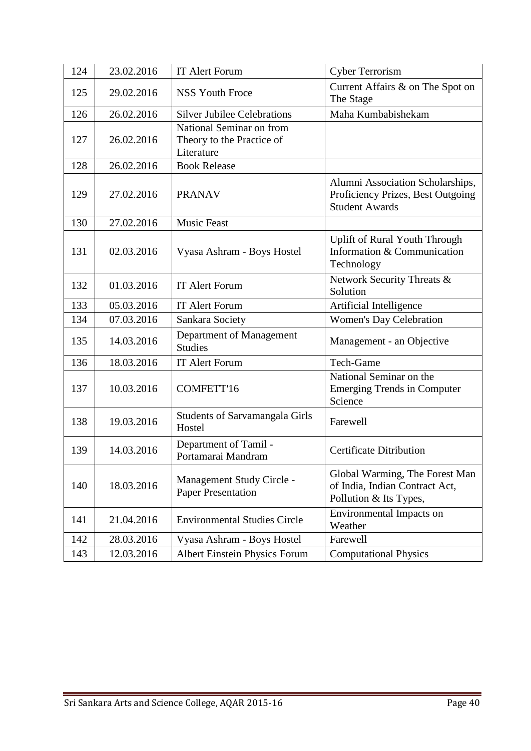| | | | |
|---|---|---|---|
| 124 | 23.02.2016 | IT Alert Forum | Cyber Terrorism |
| 125 | 29.02.2016 | NSS Youth Froce | Current Affairs & on The Spot on The Stage |
| 126 | 26.02.2016 | Silver Jubilee Celebrations | Maha Kumbabishekam |
| 127 | 26.02.2016 | National Seminar on from Theory to the Practice of Literature | |
| 128 | 26.02.2016 | Book Release | |
| 129 | 27.02.2016 | PRANAV | Alumni Association Scholarships, Proficiency Prizes, Best Outgoing Student Awards |
| 130 | 27.02.2016 | Music Feast | |
| 131 | 02.03.2016 | Vyasa Ashram - Boys Hostel | Uplift of Rural Youth Through Information & Communication Technology |
| 132 | 01.03.2016 | IT Alert Forum | Network Security Threats & Solution |
| 133 | 05.03.2016 | IT Alert Forum | Artificial Intelligence |
| 134 | 07.03.2016 | Sankara Society | Women's Day Celebration |
| 135 | 14.03.2016 | Department of Management Studies | Management - an Objective |
| 136 | 18.03.2016 | IT Alert Forum | Tech-Game |
| 137 | 10.03.2016 | COMFETT'16 | National Seminar on the Emerging Trends in Computer Science |
| 138 | 19.03.2016 | Students of Sarvamangala Girls Hostel | Farewell |
| 139 | 14.03.2016 | Department of Tamil - Portamarai Mandram | Certificate Ditribution |
| 140 | 18.03.2016 | Management Study Circle - Paper Presentation | Global Warming, The Forest Man of India, Indian Contract Act, Pollution & Its Types, |
| 141 | 21.04.2016 | Environmental Studies Circle | Environmental Impacts on Weather |
| 142 | 28.03.2016 | Vyasa Ashram - Boys Hostel | Farewell |
| 143 | 12.03.2016 | Albert Einstein Physics Forum | Computational Physics |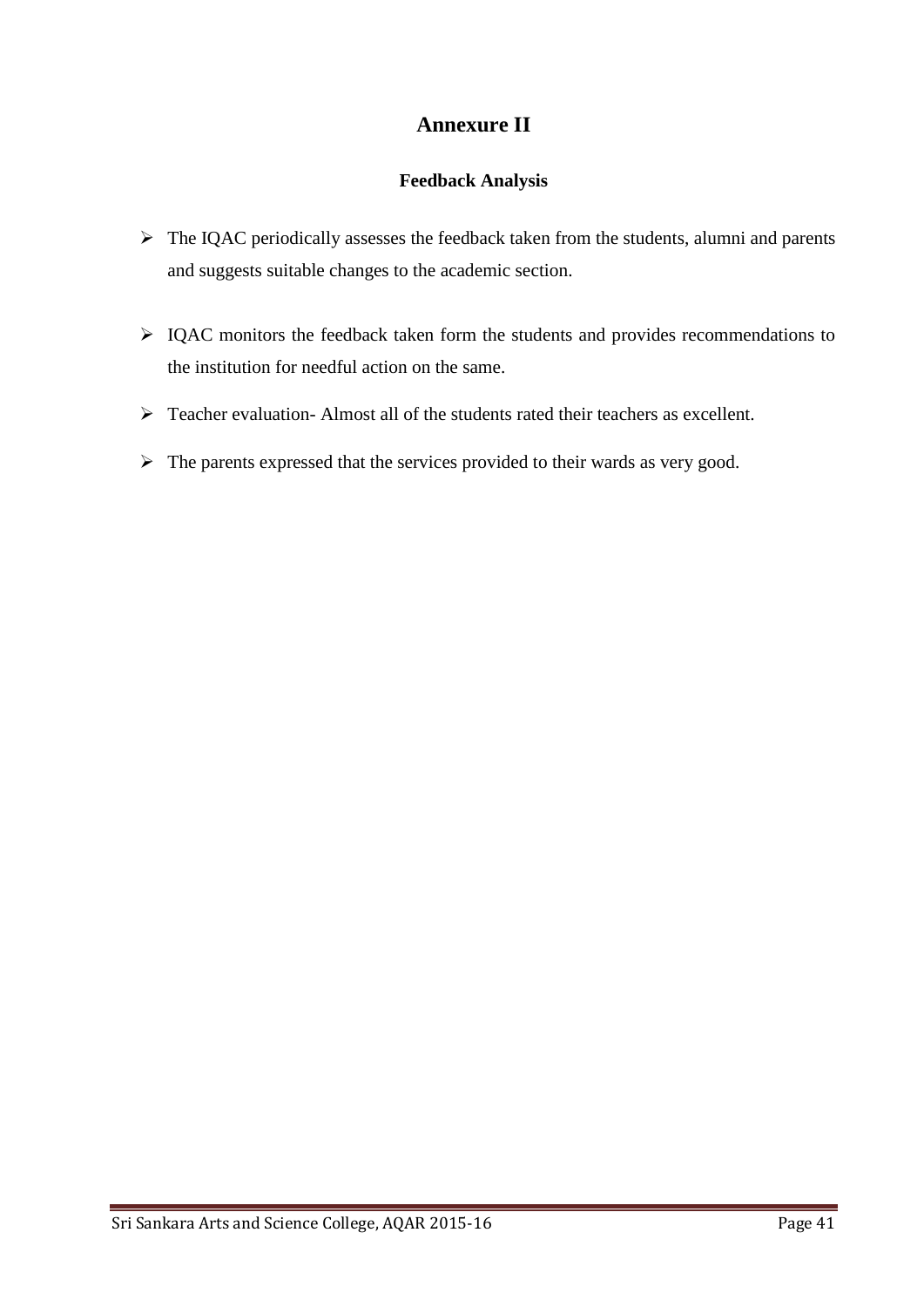# Annexure II

## Feedback Analysis

- The IQAC periodically assesses the feedback taken from the students, alumni and parents and suggests suitable changes to the academic section.
- IQAC monitors the feedback taken form the students and provides recommendations to the institution for needful action on the same.
- Teacher evaluation- Almost all of the students rated their teachers as excellent.
- The parents expressed that the services provided to their wards as very good.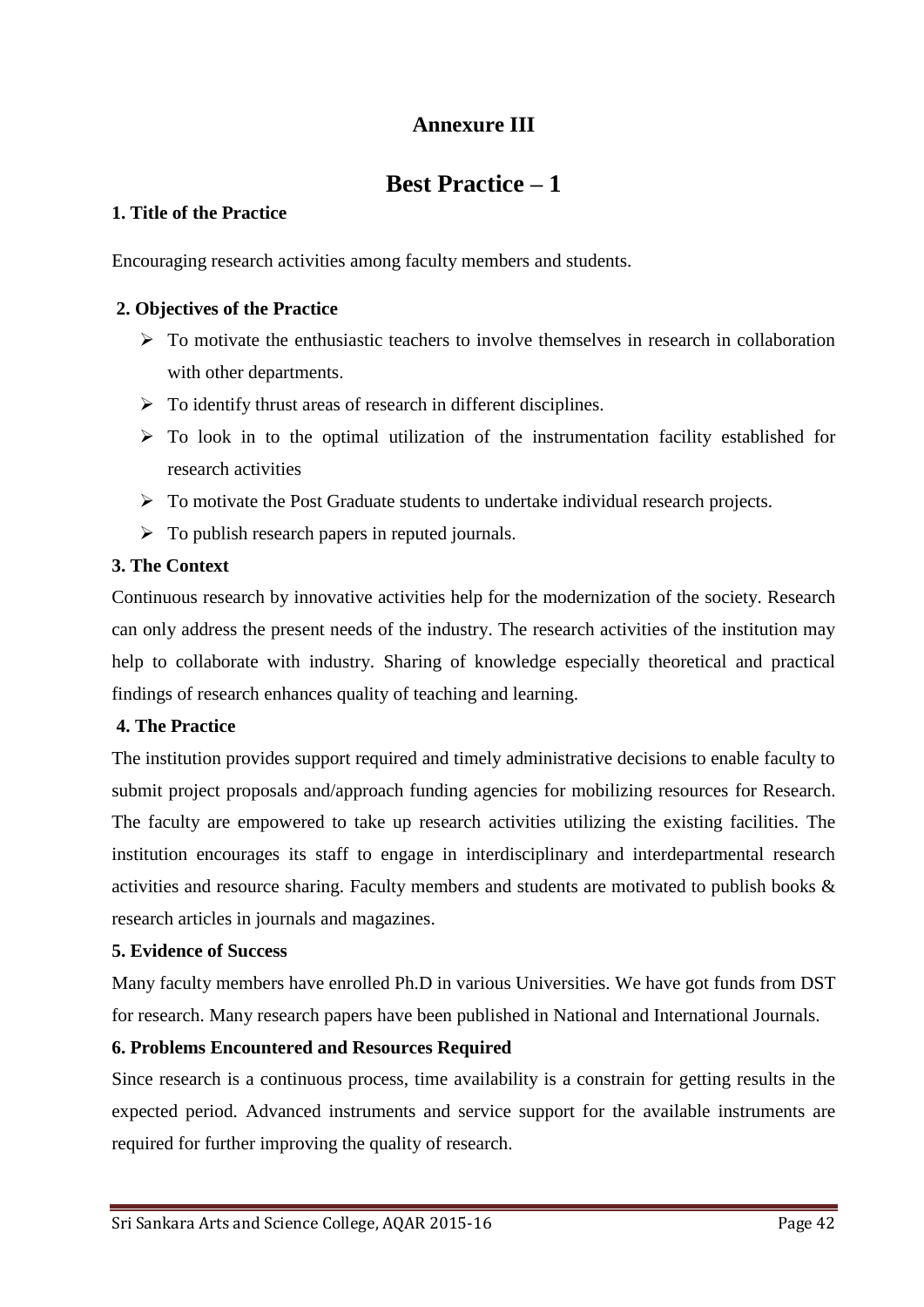## Annexure III

# Best Practice – 1

**1. Title of the Practice**

Encouraging research activities among faculty members and students.

**2. Objectives of the Practice**

- To motivate the enthusiastic teachers to involve themselves in research in collaboration with other departments.
- To identify thrust areas of research in different disciplines.
- To look in to the optimal utilization of the instrumentation facility established for research activities
- To motivate the Post Graduate students to undertake individual research projects.
- To publish research papers in reputed journals.

**3. The Context**

Continuous research by innovative activities help for the modernization of the society. Research can only address the present needs of the industry. The research activities of the institution may help to collaborate with industry. Sharing of knowledge especially theoretical and practical findings of research enhances quality of teaching and learning.

**4. The Practice**

The institution provides support required and timely administrative decisions to enable faculty to submit project proposals and/approach funding agencies for mobilizing resources for Research. The faculty are empowered to take up research activities utilizing the existing facilities. The institution encourages its staff to engage in interdisciplinary and interdepartmental research activities and resource sharing. Faculty members and students are motivated to publish books & research articles in journals and magazines.

**5. Evidence of Success**

Many faculty members have enrolled Ph.D in various Universities. We have got funds from DST for research. Many research papers have been published in National and International Journals.

**6. Problems Encountered and Resources Required**

Since research is a continuous process, time availability is a constrain for getting results in the expected period. Advanced instruments and service support for the available instruments are required for further improving the quality of research.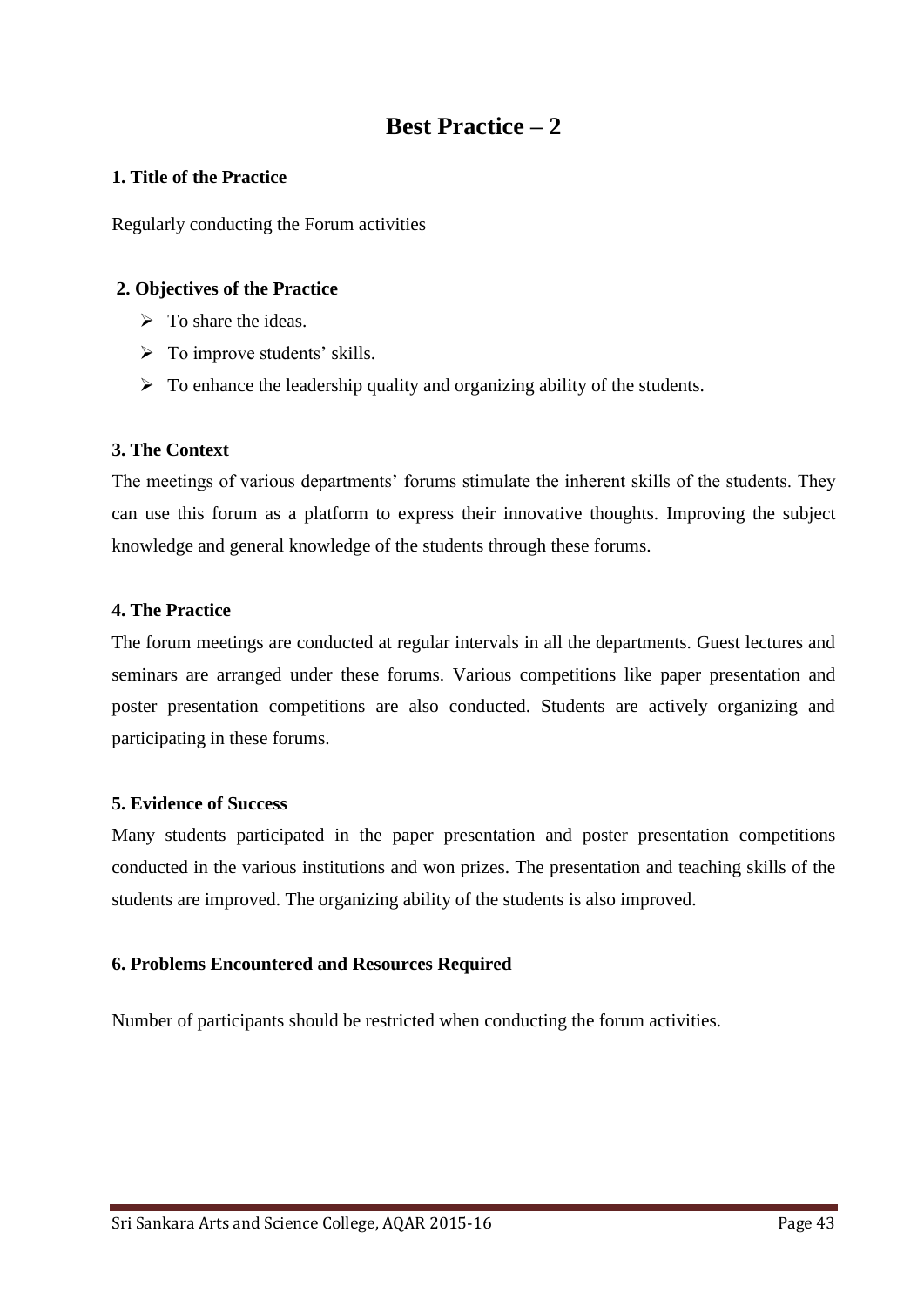# Best Practice – 2

**1. Title of the Practice**

Regularly conducting the Forum activities

**2. Objectives of the Practice**

- To share the ideas.
- To improve students' skills.
- To enhance the leadership quality and organizing ability of the students.

**3. The Context**

The meetings of various departments' forums stimulate the inherent skills of the students. They can use this forum as a platform to express their innovative thoughts. Improving the subject knowledge and general knowledge of the students through these forums.

**4. The Practice**

The forum meetings are conducted at regular intervals in all the departments. Guest lectures and seminars are arranged under these forums. Various competitions like paper presentation and poster presentation competitions are also conducted. Students are actively organizing and participating in these forums.

**5. Evidence of Success**

Many students participated in the paper presentation and poster presentation competitions conducted in the various institutions and won prizes. The presentation and teaching skills of the students are improved. The organizing ability of the students is also improved.

**6. Problems Encountered and Resources Required**

Number of participants should be restricted when conducting the forum activities.